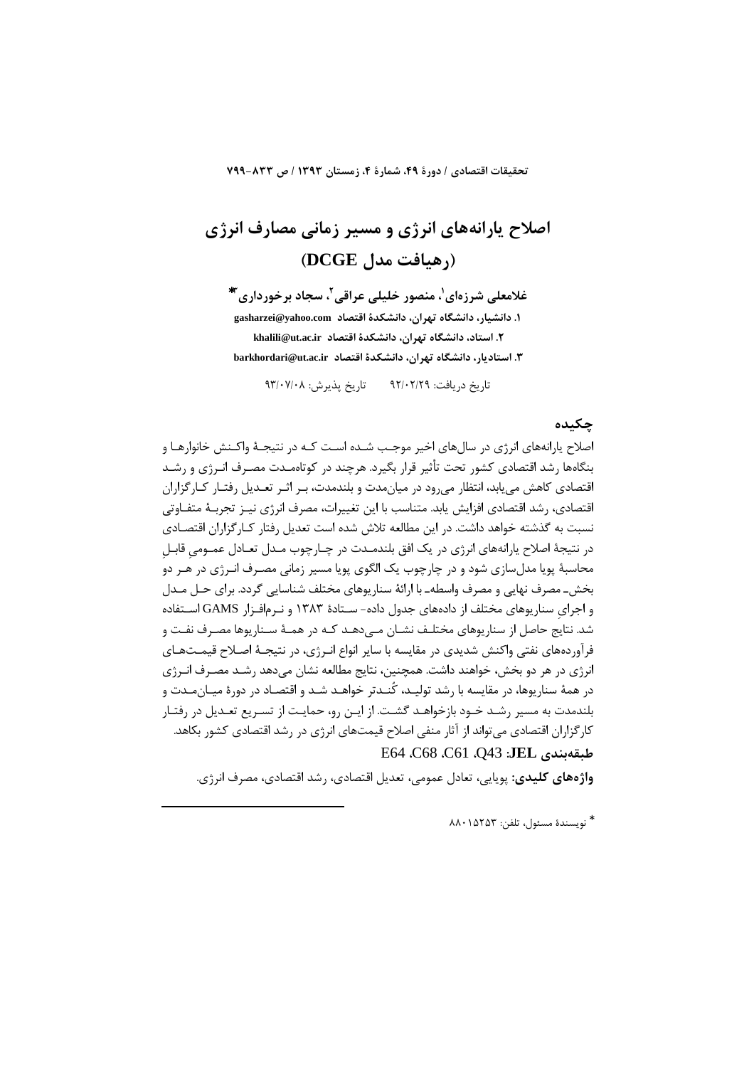# اصلاح یارانه‌های انرژی و مسیر زمانی مصارف انرژی (رهیافت مدل DCGE)

**غلامعلی شرزه‌ای[1]، منصور خلیلی عراقی[2]، سجاد برخورداری[3]***

**۱. دانشیار، دانشگاه تهران، دانشکدهٔ اقتصاد gasharzei@yahoo.com**

**۲. استاد، دانشگاه تهران، دانشکدهٔ اقتصاد khalili@ut.ac.ir**

**۳. استادیار، دانشگاه تهران، دانشکدهٔ اقتصاد barkhordari@ut.ac.ir**

تاریخ دریافت: ۹۲/۰۲/۲۹ &nbsp;&nbsp;&nbsp;&nbsp; تاریخ پذیرش: ۹۳/۰۷/۰۸

## چکیده

اصلاح یارانه‌های انرژی در سال‌های اخیر موجب شده است که در نتیجهٔ واکنش خانوارها و بنگاه‌ها رشد اقتصادی کشور تحت تأثیر قرار بگیرد. هرچند در کوتاه‌مدت مصرف انرژی و رشد اقتصادی کاهش می‌یابد، انتظار می‌رود در میان‌مدت و بلندمدت، بر اثر تعدیل رفتار کارگزاران اقتصادی، رشد اقتصادی افزایش یابد. متناسب با این تغییرات، مصرف انرژی نیز تجربهٔ متفاوتی نسبت به گذشته خواهد داشت. در این مطالعه تلاش شده است تعدیل رفتار کارگزاران اقتصادی در نتیجهٔ اصلاح یارانه‌های انرژی در یک افق بلندمدت در چارچوب مدل تعادل عمومیِ قابلِ محاسبهٔ پویا مدل‌سازی شود و در چارچوب یک الگوی پویا مسیر زمانی مصرف انرژی در هر دو بخش- مصرف نهایی و مصرف واسطه- با ارائهٔ سناریوهای مختلف شناسایی گردد. برای حل مدل و اجرای سناریوهای مختلف از داده‌های جدول داده- ستادهٔ ۱۳۸۳ و نرم‌افزار GAMS استفاده شد. نتایج حاصل از سناریوهای مختلف نشان می‌دهد که در همهٔ سناریوها مصرف نفت و فرآورده‌های نفتی واکنش شدیدی در مقایسه با سایر انواع انرژی، در نتیجهٔ اصلاح قیمت‌های انرژی در هر دو بخش، خواهند داشت. همچنین، نتایج مطالعه نشان می‌دهد رشد مصرف انرژی در همهٔ سناریوها، در مقایسه با رشد تولید، کُندتر خواهد شد و اقتصاد در دورهٔ میان‌مدت و بلندمدت به مسیر رشد خود بازخواهد گشت. از این رو، حمایت از تسریع تعدیل در رفتار کارگزاران اقتصادی می‌تواند از آثار منفی اصلاح قیمت‌های انرژی در رشد اقتصادی کشور بکاهد.

**طبقه‌بندی JEL:** Q43، C61، C68، E64

**واژه‌های کلیدی:** پویایی، تعادل عمومی، تعدیل اقتصادی، رشد اقتصادی، مصرف انرژی.

---

\* نویسندهٔ مسئول، تلفن: ۸۸۰۱۵۲۵۳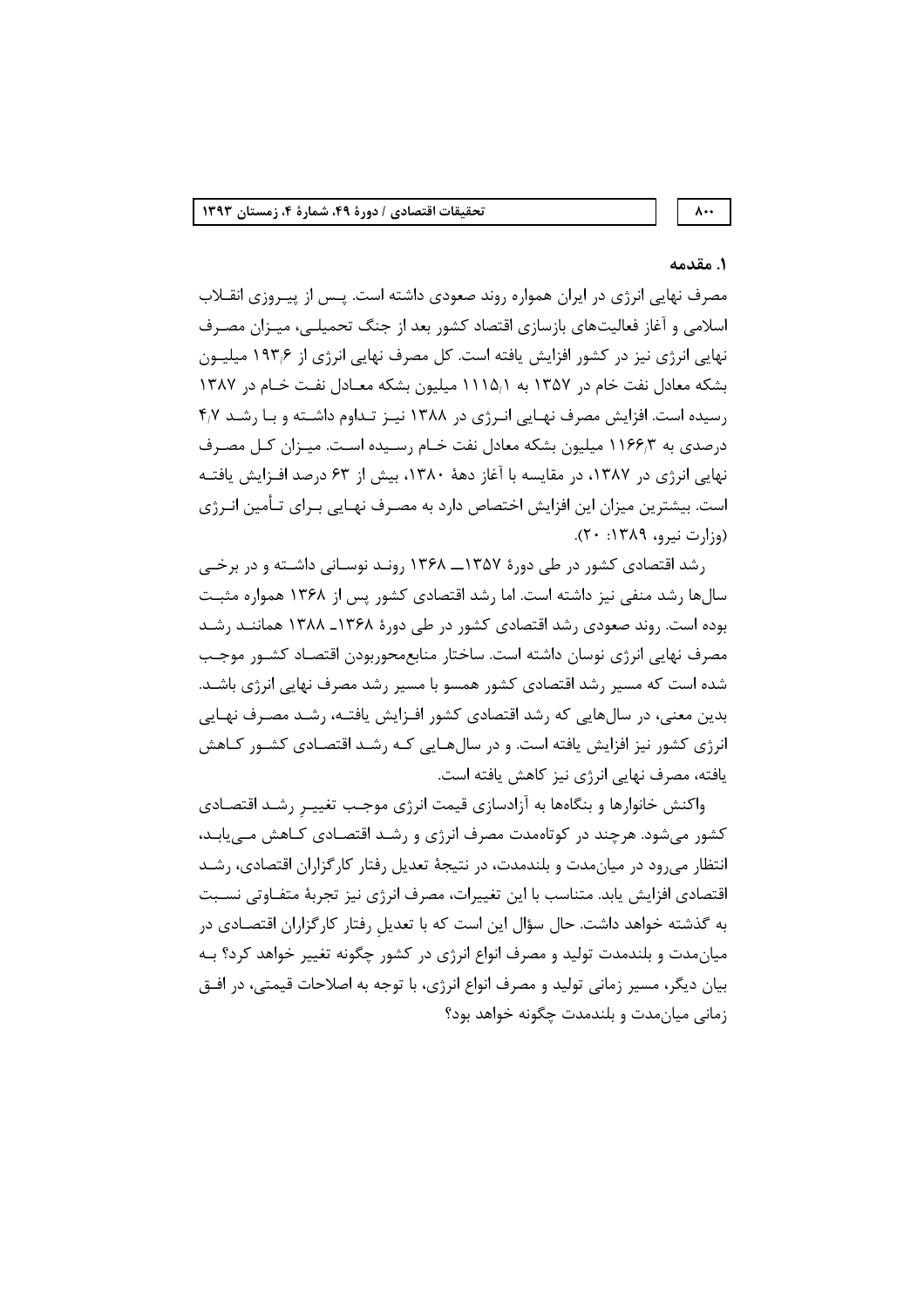## ۱. مقدمه

مصرف نهایی انرژی در ایران همواره روند صعودی داشته است. پس از پیروزی انقلاب اسلامی و آغاز فعالیت‌های بازسازی اقتصاد کشور بعد از جنگ تحمیلی، میزان مصرف نهایی انرژی نیز در کشور افزایش یافته است. کل مصرف نهایی انرژی از ۱۹۳/۶ میلیون بشکه معادل نفت خام در ۱۳۵۷ به ۱۱۱۵/۱ میلیون بشکه معادل نفت خام در ۱۳۸۷ رسیده است. افزایش مصرف نهایی انرژی در ۱۳۸۸ نیز تداوم داشته و با رشد ۴/۷ درصدی به ۱۱۶۶/۳ میلیون بشکه معادل نفت خام رسیده است. میزان کل مصرف نهایی انرژی در ۱۳۸۷، در مقایسه با آغاز دهۀ ۱۳۸۰، بیش از ۶۳ درصد افزایش یافته است. بیشترین میزان این افزایش اختصاص دارد به مصرف نهایی برای تأمین انرژی (وزارت نیرو، ۱۳۸۹: ۲۰).

رشد اقتصادی کشور در طی دورۀ ۱۳۵۷ــ ۱۳۶۸ روند نوسانی داشته و در برخی سال‌ها رشد منفی نیز داشته است. اما رشد اقتصادی کشور پس از ۱۳۶۸ همواره مثبت بوده است. روند صعودی رشد اقتصادی کشور در طی دورۀ ۱۳۶۸ـ ۱۳۸۸ همانند رشد مصرف نهایی انرژی نوسان داشته است. ساختار منابع‌محوربودن اقتصاد کشور موجب شده است که مسیر رشد اقتصادی کشور همسو با مسیر رشد مصرف نهایی انرژی باشد. بدین معنی، در سال‌هایی که رشد اقتصادی کشور افزایش یافته، رشد مصرف نهایی انرژی کشور نیز افزایش یافته است. و در سال‌هایی که رشد اقتصادی کشور کاهش یافته، مصرف نهایی انرژی نیز کاهش یافته است.

واکنش خانوارها و بنگاه‌ها به آزادسازی قیمت انرژی موجب تغییر رشد اقتصادی کشور می‌شود. هرچند در کوتاه‌مدت مصرف انرژی و رشد اقتصادی کاهش می‌یابد، انتظار می‌رود در میان‌مدت و بلندمدت، در نتیجۀ تعدیل رفتار کارگزاران اقتصادی، رشد اقتصادی افزایش یابد. متناسب با این تغییرات، مصرف انرژی نیز تجربۀ متفاوتی نسبت به گذشته خواهد داشت. حال سؤال این است که با تعدیل رفتار کارگزاران اقتصادی در میان‌مدت و بلندمدت تولید و مصرف انواع انرژی در کشور چگونه تغییر خواهد کرد؟ به بیان دیگر، مسیر زمانی تولید و مصرف انواع انرژی، با توجه به اصلاحات قیمتی، در افق زمانی میان‌مدت و بلندمدت چگونه خواهد بود؟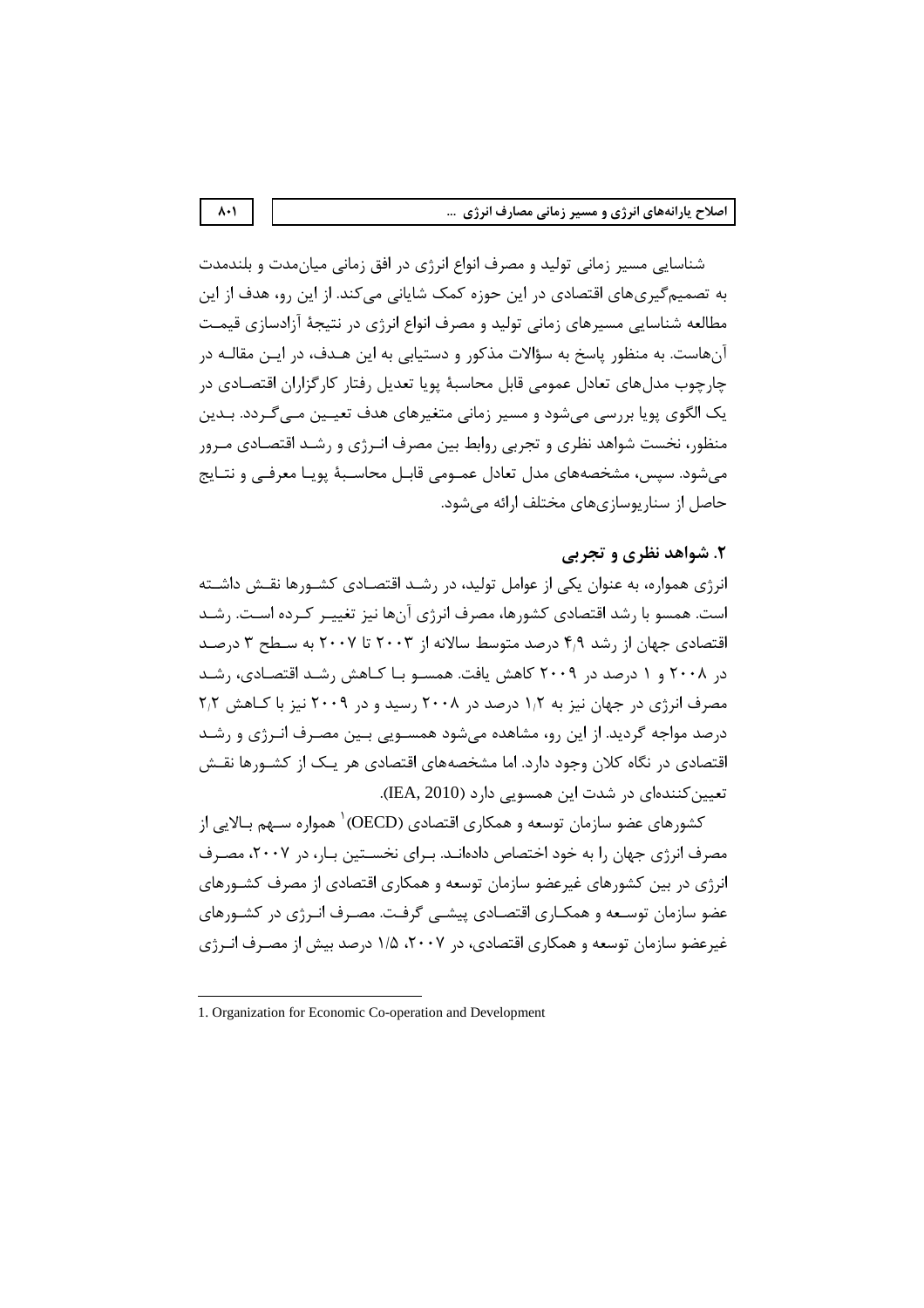شناسایی مسیر زمانی تولید و مصرف انواع انرژی در افق زمانی میان‌مدت و بلندمدت به تصمیم‌گیری‌های اقتصادی در این حوزه کمک شایانی می‌کند. از این رو، هدف از این مطالعه شناسایی مسیرهای زمانی تولید و مصرف انواع انرژی در نتیجهٔ آزادسازی قیمت آن‌هاست. به منظور پاسخ به سؤالات مذکور و دستیابی به این هدف، در این مقاله در چارچوب مدل‌های تعادل عمومی قابل محاسبهٔ پویا تعدیل رفتار کارگزاران اقتصادی در یک الگوی پویا بررسی می‌شود و مسیر زمانی متغیرهای هدف تعیین می‌گردد. بدین منظور، نخست شواهد نظری و تجربی روابط بین مصرف انرژی و رشد اقتصادی مرور می‌شود. سپس، مشخصه‌های مدل تعادل عمومی قابل محاسبهٔ پویا معرفی و نتایج حاصل از سناریوسازی‌های مختلف ارائه می‌شود.

## ۲. شواهد نظری و تجربی

انرژی همواره، به عنوان یکی از عوامل تولید، در رشد اقتصادی کشورها نقش داشته است. همسو با رشد اقتصادی کشورها، مصرف انرژی آن‌ها نیز تغییر کرده است. رشد اقتصادی جهان از رشد ۴/۹ درصد متوسط سالانه از ۲۰۰۳ تا ۲۰۰۷ به سطح ۳ درصد در ۲۰۰۸ و ۱ درصد در ۲۰۰۹ کاهش یافت. همسو با کاهش رشد اقتصادی، رشد مصرف انرژی در جهان نیز به ۱/۲ درصد در ۲۰۰۸ رسید و در ۲۰۰۹ نیز با کاهش ۲/۲ درصد مواجه گردید. از این رو، مشاهده می‌شود همسویی بین مصرف انرژی و رشد اقتصادی در نگاه کلان وجود دارد. اما مشخصه‌های اقتصادی هر یک از کشورها نقش تعیین‌کننده‌ای در شدت این همسویی دارد (IEA, 2010).

کشورهای عضو سازمان توسعه و همکاری اقتصادی (OECD)[1] همواره سهم بالایی از مصرف انرژی جهان را به خود اختصاص داده‌اند. برای نخستین بار، در ۲۰۰۷، مصرف انرژی در بین کشورهای غیرعضو سازمان توسعه و همکاری اقتصادی از مصرف کشورهای عضو سازمان توسعه و همکاری اقتصادی پیشی گرفت. مصرف انرژی در کشورهای غیرعضو سازمان توسعه و همکاری اقتصادی، در ۲۰۰۷، ۱/۵ درصد بیش از مصرف انرژی

---

1. Organization for Economic Co-operation and Development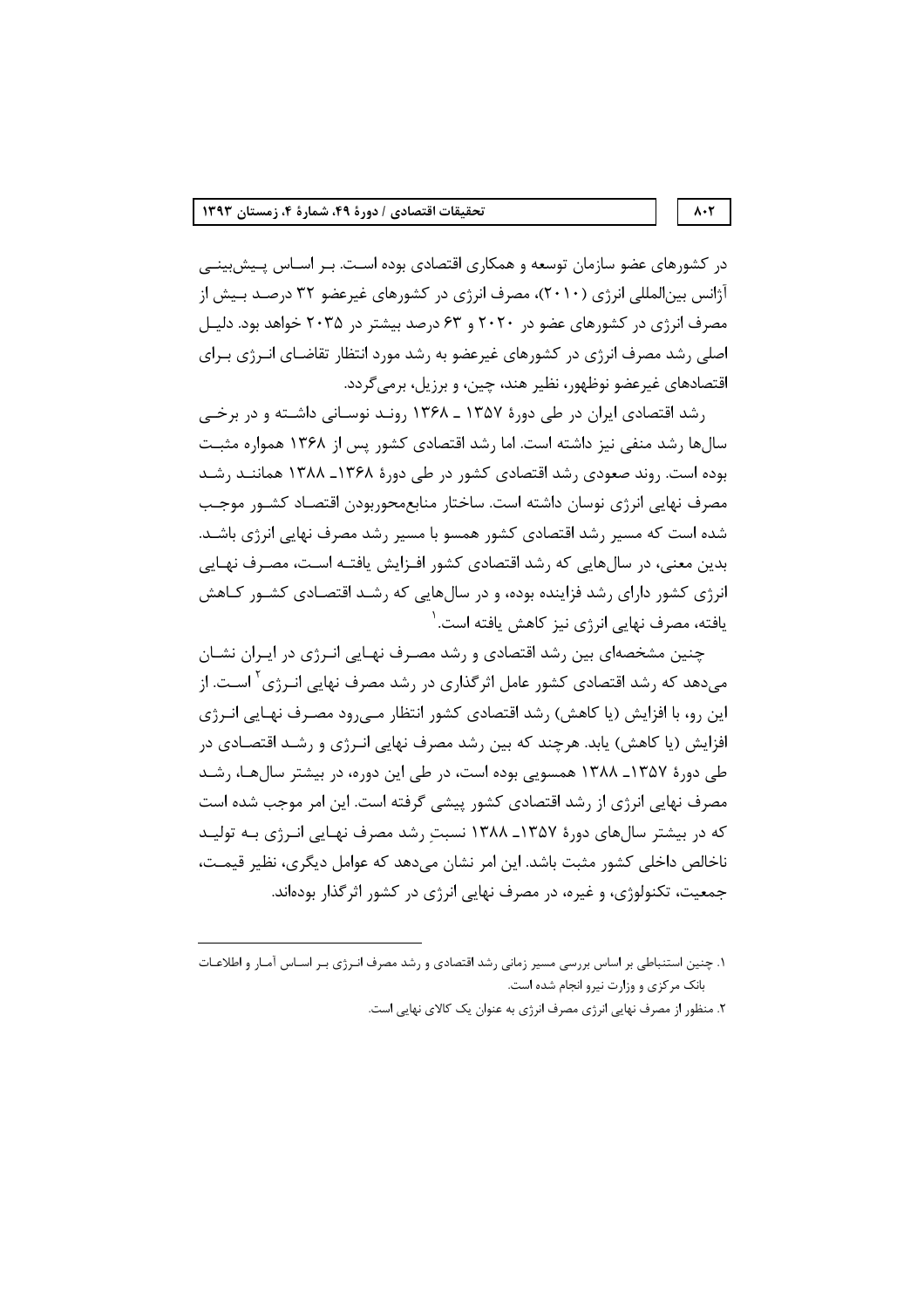در کشورهای عضو سازمان توسعه و همکاری اقتصادی بوده است. بر اساس پیش‌بینی آژانس بین‌المللی انرژی (۲۰۱۰)، مصرف انرژی در کشورهای غیرعضو ۳۲ درصد بیش از مصرف انرژی در کشورهای عضو در ۲۰۲۰ و ۶۳ درصد بیشتر در ۲۰۳۵ خواهد بود. دلیل اصلی رشد مصرف انرژی در کشورهای غیرعضو به رشد مورد انتظار تقاضای انرژی برای اقتصادهای غیرعضو نوظهور، نظیر هند، چین، و برزیل، برمی‌گردد.

رشد اقتصادی ایران در طی دورهٔ ۱۳۵۷ ـ ۱۳۶۸ روند نوسانی داشته و در برخی سال‌ها رشد منفی نیز داشته است. اما رشد اقتصادی کشور پس از ۱۳۶۸ همواره مثبت بوده است. روند صعودی رشد اقتصادی کشور در طی دورهٔ ۱۳۶۸ـ ۱۳۸۸ همانند رشد مصرف نهایی انرژی نوسان داشته است. ساختار منابع‌محوربودن اقتصاد کشور موجب شده است که مسیر رشد اقتصادی کشور همسو با مسیر رشد مصرف نهایی انرژی باشد. بدین معنی، در سال‌هایی که رشد اقتصادی کشور افزایش یافته است، مصرف نهایی انرژی کشور دارای رشد فزاینده بوده، و در سال‌هایی که رشد اقتصادی کشور کاهش یافته، مصرف نهایی انرژی نیز کاهش یافته است.[1]

چنین مشخصه‌ای بین رشد اقتصادی و رشد مصرف نهایی انرژی در ایران نشان می‌دهد که رشد اقتصادی کشور عامل اثرگذاری در رشد مصرف نهایی انرژی[2] است. از این رو، با افزایش (یا کاهش) رشد اقتصادی کشور انتظار می‌رود مصرف نهایی انرژی افزایش (یا کاهش) یابد. هرچند که بین رشد مصرف نهایی انرژی و رشد اقتصادی در طی دورهٔ ۱۳۵۷ـ ۱۳۸۸ همسویی بوده است، در طی این دوره، در بیشتر سال‌ها، رشد مصرف نهایی انرژی از رشد اقتصادی کشور پیشی گرفته است. این امر موجب شده است که در بیشتر سال‌های دورهٔ ۱۳۵۷ـ ۱۳۸۸ نسبتِ رشد مصرف نهایی انرژی به تولید ناخالص داخلی کشور مثبت باشد. این امر نشان می‌دهد که عوامل دیگری، نظیر قیمت، جمعیت، تکنولوژی، و غیره، در مصرف نهایی انرژی در کشور اثرگذار بوده‌اند.

---

۱. چنین استنباطی بر اساس بررسی مسیر زمانی رشد اقتصادی و رشد مصرف انرژی بر اساس آمار و اطلاعات بانک مرکزی و وزارت نیرو انجام شده است.

۲. منظور از مصرف نهایی انرژی مصرف انرژی به عنوان یک کالای نهایی است.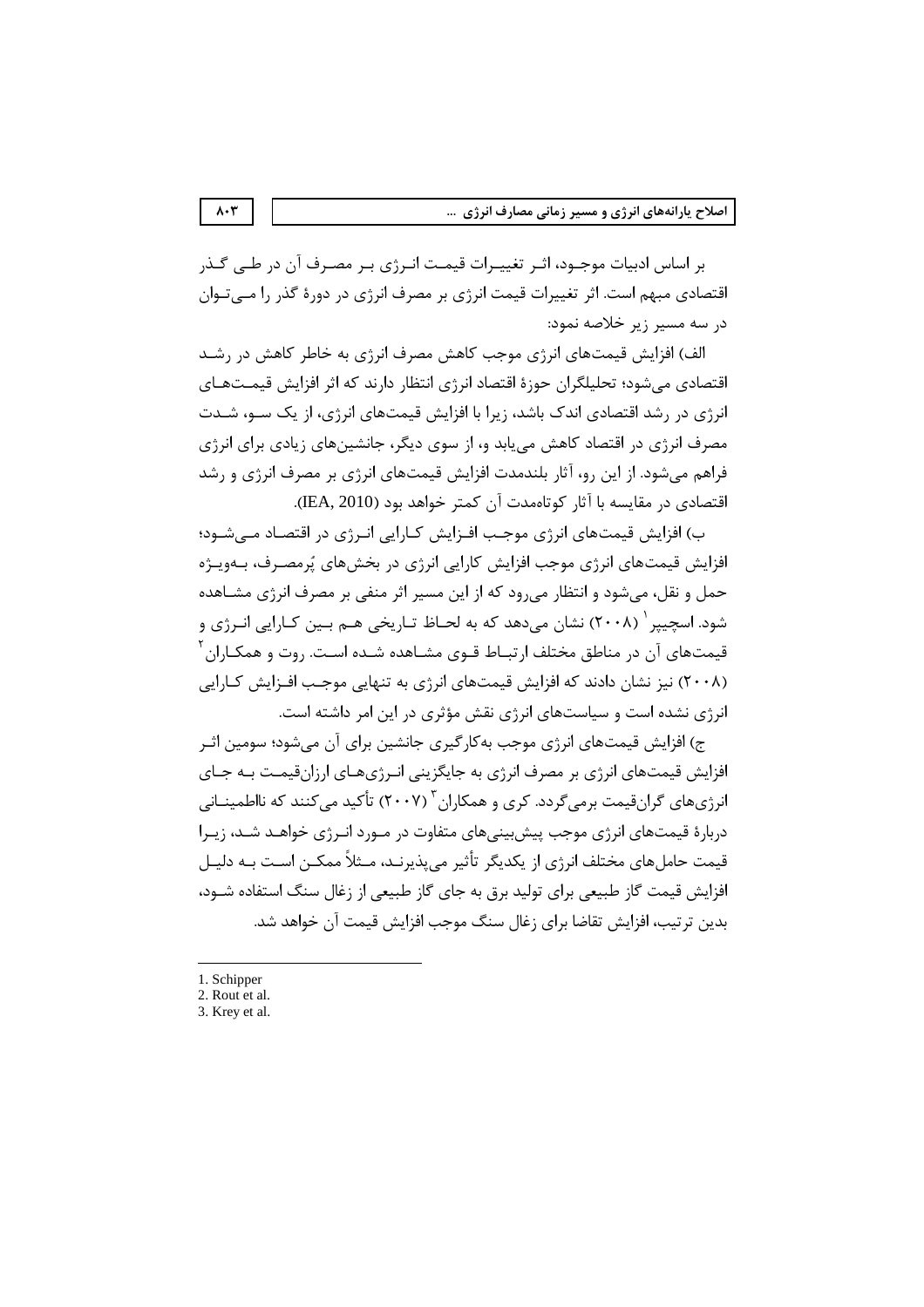بر اساس ادبیات موجود، اثر تغییرات قیمت انرژی بر مصرف آن در طی گذر اقتصادی مبهم است. اثر تغییرات قیمت انرژی بر مصرف انرژی در دورهٔ گذر را می‌توان در سه مسیر زیر خلاصه نمود:

الف) افزایش قیمت‌های انرژی موجب کاهش مصرف انرژی به خاطر کاهش در رشد اقتصادی می‌شود؛ تحلیلگران حوزهٔ اقتصاد انرژی انتظار دارند که اثر افزایش قیمت‌های انرژی در رشد اقتصادی اندک باشد، زیرا با افزایش قیمت‌های انرژی، از یک سو، شدت مصرف انرژی در اقتصاد کاهش می‌یابد و، از سوی دیگر، جانشین‌های زیادی برای انرژی فراهم می‌شود. از این رو، آثار بلندمدت افزایش قیمت‌های انرژی بر مصرف انرژی و رشد اقتصادی در مقایسه با آثار کوتاه‌مدت آن کمتر خواهد بود (IEA, 2010).

ب) افزایش قیمت‌های انرژی موجب افزایش کارایی انرژی در اقتصاد می‌شود؛ افزایش قیمت‌های انرژی موجب افزایش کارایی انرژی در بخش‌های پُرمصرف، به‌ویژه حمل و نقل، می‌شود و انتظار می‌رود که از این مسیر اثر منفی بر مصرف انرژی مشاهده شود. اسچیپر[1] (۲۰۰۸) نشان می‌دهد که به لحاظ تاریخی هم بین کارایی انرژی و قیمت‌های آن در مناطق مختلف ارتباط قوی مشاهده شده است. روت و همکاران[2] (۲۰۰۸) نیز نشان دادند که افزایش قیمت‌های انرژی به تنهایی موجب افزایش کارایی انرژی نشده است و سیاست‌های انرژی نقش مؤثری در این امر داشته است.

ج) افزایش قیمت‌های انرژی موجب به‌کارگیری جانشین برای آن می‌شود؛ سومین اثر افزایش قیمت‌های انرژی بر مصرف انرژی به جایگزینی انرژی‌های ارزان‌قیمت به جای انرژی‌های گران‌قیمت برمی‌گردد. کری و همکاران[3] (۲۰۰۷) تأکید می‌کنند که نااطمینانی دربارهٔ قیمت‌های انرژی موجب پیش‌بینی‌های متفاوت در مورد انرژی خواهد شد، زیرا قیمت حامل‌های مختلف انرژی از یکدیگر تأثیر می‌پذیرند، مثلاً ممکن است به دلیل افزایش قیمت گاز طبیعی برای تولید برق به جای گاز طبیعی از زغال سنگ استفاده شود، بدین ترتیب، افزایش تقاضا برای زغال سنگ موجب افزایش قیمت آن خواهد شد.

---

1. Schipper
2. Rout et al.
3. Krey et al.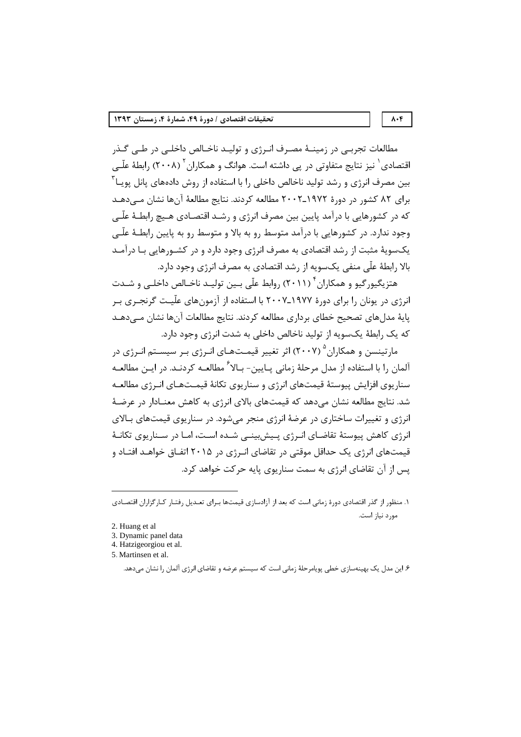مطالعات تجربی در زمینهٔ مصرف انرژی و تولید ناخالص داخلی در طی گذر اقتصادی[1] نیز نتایج متفاوتی در پی داشته است. هوانگ و همکاران[2] (۲۰۰۸) رابطهٔ علّی بین مصرف انرژی و رشد تولید ناخالص داخلی را با استفاده از روش داده‌های پانل پویا[3] برای ۸۲ کشور در دورهٔ ۱۹۷۲ـ۲۰۰۲ مطالعه کردند. نتایج مطالعهٔ آن‌ها نشان می‌دهد که در کشورهایی با درآمد پایین بین مصرف انرژی و رشد اقتصادی هیچ رابطهٔ علّی وجود ندارد. در کشورهایی با درآمد متوسط رو به بالا و متوسط رو به پایین رابطهٔ علّی یک‌سویهٔ مثبت از رشد اقتصادی به مصرف انرژی وجود دارد و در کشورهایی با درآمد بالا رابطهٔ علّی منفی یک‌سویه از رشد اقتصادی به مصرف انرژی وجود دارد.

هتزیگیورگیو و همکاران[4] (۲۰۱۱) روابط علّی بین تولید ناخالص داخلی و شدت انرژی در یونان را برای دورهٔ ۱۹۷۷ـ۲۰۰۷ با استفاده از آزمون‌های علّیت گرنجری بر پایهٔ مدل‌های تصحیح خطای برداری مطالعه کردند. نتایج مطالعات آن‌ها نشان می‌دهد که یک رابطهٔ یک‌سویه از تولید ناخالص داخلی به شدت انرژی وجود دارد.

مارتینسن و همکاران[5] (۲۰۰۷) اثر تغییر قیمت‌های انرژی بر سیستم انرژی در آلمان را با استفاده از مدل مرحلهٔ زمانی پایین- بالا[6] مطالعه کردند. در این مطالعه سناریوی افزایش پیوستهٔ قیمت‌های انرژی و سناریوی تکانهٔ قیمت‌های انرژی مطالعه شد. نتایج مطالعه نشان می‌دهد که قیمت‌های بالای انرژی به کاهش معنادار در عرضهٔ انرژی و تغییرات ساختاری در عرضهٔ انرژی منجر می‌شود. در سناریوی قیمت‌های بالای انرژی کاهش پیوستهٔ تقاضای انرژی پیش‌بینی شده است، اما در سناریوی تکانهٔ قیمت‌های انرژی یک حداقل موقتی در تقاضای انرژی در ۲۰۱۵ اتفاق خواهد افتاد و پس از آن تقاضای انرژی به سمت سناریوی پایه حرکت خواهد کرد.

---

۱. منظور از گذر اقتصادی دورهٔ زمانی است که بعد از آزادسازی قیمت‌ها برای تعدیل رفتار کارگزاران اقتصادی مورد نیاز است.

2. Huang et al

3. Dynamic panel data

4. Hatzigeorgiou et al.

5. Martinsen et al.

۶. این مدل یک بهینه‌سازی خطی پویامرحلهٔ زمانی است که سیستم عرضه و تقاضای انرژی آلمان را نشان می‌دهد.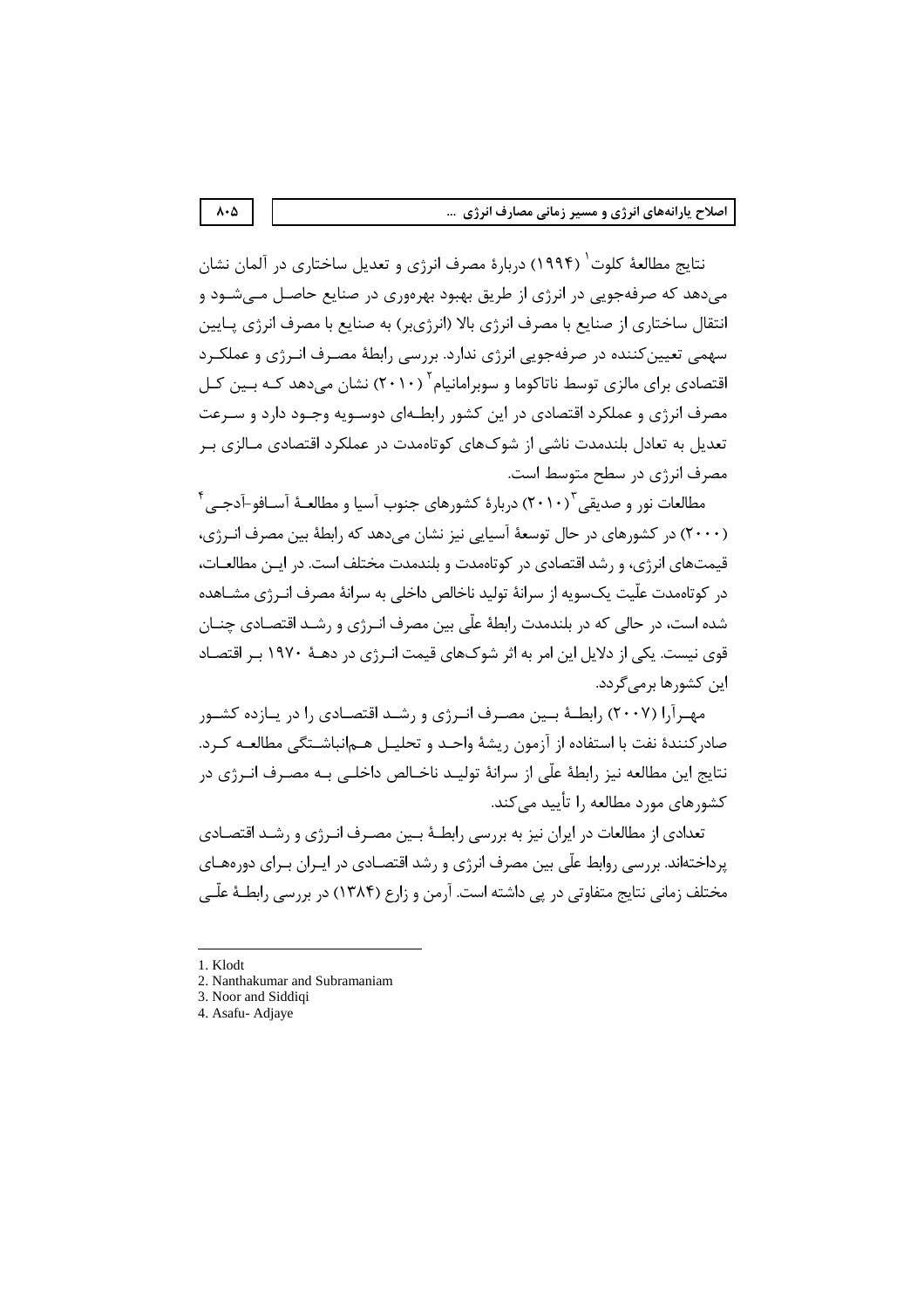نتایج مطالعهٔ کلوت[1] (۱۹۹۴) دربارهٔ مصرف انرژی و تعدیل ساختاری در آلمان نشان می‌دهد که صرفه‌جویی در انرژی از طریق بهبود بهره‌وری در صنایع حاصل می‌شود و انتقال ساختاری از صنایع با مصرف انرژی بالا (انرژی‌بر) به صنایع با مصرف انرژی پایین سهمی تعیین‌کننده در صرفه‌جویی انرژی ندارد. بررسی رابطهٔ مصرف انرژی و عملکرد اقتصادی برای مالزی توسط ناتاکوما و سوبرامانیام[2] (۲۰۱۰) نشان می‌دهد که بین کل مصرف انرژی و عملکرد اقتصادی در این کشور رابطه‌ای دوسویه وجود دارد و سرعت تعدیل به تعادل بلندمدت ناشی از شوک‌های کوتاه‌مدت در عملکرد اقتصادی مالزی بر مصرف انرژی در سطح متوسط است.

مطالعات نور و صدیقی[3] (۲۰۱۰) دربارهٔ کشورهای جنوب آسیا و مطالعهٔ آسافو-آدجی[4] (۲۰۰۰) در کشورهای در حال توسعهٔ آسیایی نیز نشان می‌دهد که رابطهٔ بین مصرف انرژی، قیمت‌های انرژی، و رشد اقتصادی در کوتاه‌مدت و بلندمدت مختلف است. در این مطالعات، در کوتاه‌مدت علّیت یک‌سویه از سرانهٔ تولید ناخالص داخلی به سرانهٔ مصرف انرژی مشاهده شده است، در حالی که در بلندمدت رابطهٔ علّی بین مصرف انرژی و رشد اقتصادی چنان قوی نیست. یکی از دلایل این امر به اثر شوک‌های قیمت انرژی در دههٔ ۱۹۷۰ بر اقتصاد این کشورها برمی‌گردد.

مهرآرا (۲۰۰۷) رابطهٔ بین مصرف انرژی و رشد اقتصادی را در یازده کشور صادرکنندهٔ نفت با استفاده از آزمون ریشهٔ واحد و تحلیل هم‌انباشتگی مطالعه کرد. نتایج این مطالعه نیز رابطهٔ علّی از سرانهٔ تولید ناخالص داخلی به مصرف انرژی در کشورهای مورد مطالعه را تأیید می‌کند.

تعدادی از مطالعات در ایران نیز به بررسی رابطهٔ بین مصرف انرژی و رشد اقتصادی پرداخته‌اند. بررسی روابط علّی بین مصرف انرژی و رشد اقتصادی در ایران برای دوره‌های مختلف زمانی نتایج متفاوتی در پی داشته است. آرمن و زارع (۱۳۸۴) در بررسی رابطهٔ علّی

---

1. Klodt
2. Nanthakumar and Subramaniam
3. Noor and Siddiqi
4. Asafu- Adjaye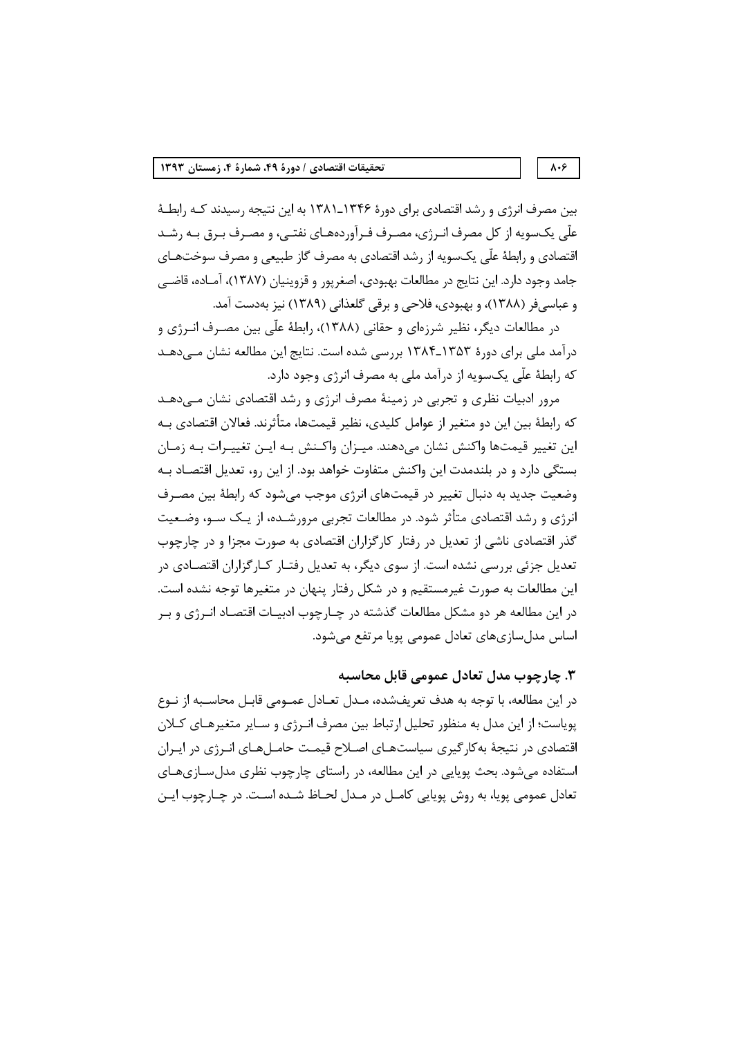بین مصرف انرژی و رشد اقتصادی برای دورهٔ ۱۳۴۶ـ۱۳۸۱ به این نتیجه رسیدند کـه رابطـهٔ علّی یک‌سویه از کل مصرف انـرژی، مصـرف فـرآورده‌هـای نفتـی، و مصـرف بـرق بـه رشـد اقتصادی و رابطهٔ علّی یک‌سویه از رشد اقتصادی به مصرف گاز طبیعی و مصرف سوخت‌هـای جامد وجود دارد. این نتایج در مطالعات بهبودی، اصغرپور و قزوینیان (۱۳۸۷)، آمـاده، قاضـی و عباسی‌فر (۱۳۸۸)، و بهبودی، فلاحی و برقی گلعذانی (۱۳۸۹) نیز به‌دست آمد.

در مطالعات دیگر، نظیر شرزه‌ای و حقانی (۱۳۸۸)، رابطهٔ علّی بین مصـرف انـرژی و درآمد ملی برای دورهٔ ۱۳۵۳ـ۱۳۸۴ بررسی شده است. نتایج این مطالعه نشان مـی‌دهـد که رابطهٔ علّی یک‌سویه از درآمد ملی به مصرف انرژی وجود دارد.

مرور ادبیات نظری و تجربی در زمینهٔ مصرف انرژی و رشد اقتصادی نشان مـی‌دهـد که رابطهٔ بین این دو متغیر از عوامل کلیدی، نظیر قیمت‌ها، متأثرند. فعالان اقتصادی بـه این تغییر قیمت‌ها واکنش نشان می‌دهند. میـزان واکـنش بـه ایـن تغییـرات بـه زمـان بستگی دارد و در بلندمدت این واکنش متفاوت خواهد بود. از این رو، تعدیل اقتصـاد بـه وضعیت جدید به دنبال تغییر در قیمت‌های انرژی موجب می‌شود که رابطهٔ بین مصـرف انرژی و رشد اقتصادی متأثر شود. در مطالعات تجربی مرورشـده، از یـک سـو، وضـعیت گذر اقتصادی ناشی از تعدیل در رفتار کارگزاران اقتصادی به صورت مجزا و در چارچوب تعدیل جزئی بررسی نشده است. از سوی دیگر، به تعدیل رفتـار کـارگزاران اقتصـادی در این مطالعات به صورت غیرمستقیم و در شکل رفتار پنهان در متغیرها توجه نشده است. در این مطالعه هر دو مشکل مطالعات گذشته در چـارچوب ادبیـات اقتصـاد انـرژی و بـر اساس مدل‌سازی‌های تعادل عمومی پویا مرتفع می‌شود.

## ۳. چارچوب مدل تعادل عمومی قابل محاسبه

در این مطالعه، با توجه به هدف تعریف‌شده، مـدل تعـادل عمـومی قابـل محاسـبه از نـوع پویاست؛ از این مدل به منظور تحلیل ارتباط بین مصرف انـرژی و سـایر متغیرهـای کـلان اقتصادی در نتیجهٔ به‌کارگیری سیاست‌هـای اصـلاح قیمـت حامـل‌هـای انـرژی در ایـران استفاده می‌شود. بحث پویایی در این مطالعه، در راستای چارچوب نظری مدل‌سـازی‌هـای تعادل عمومی پویا، به روش پویایی کامـل در مـدل لحـاظ شـده اسـت. در چـارچوب ایـن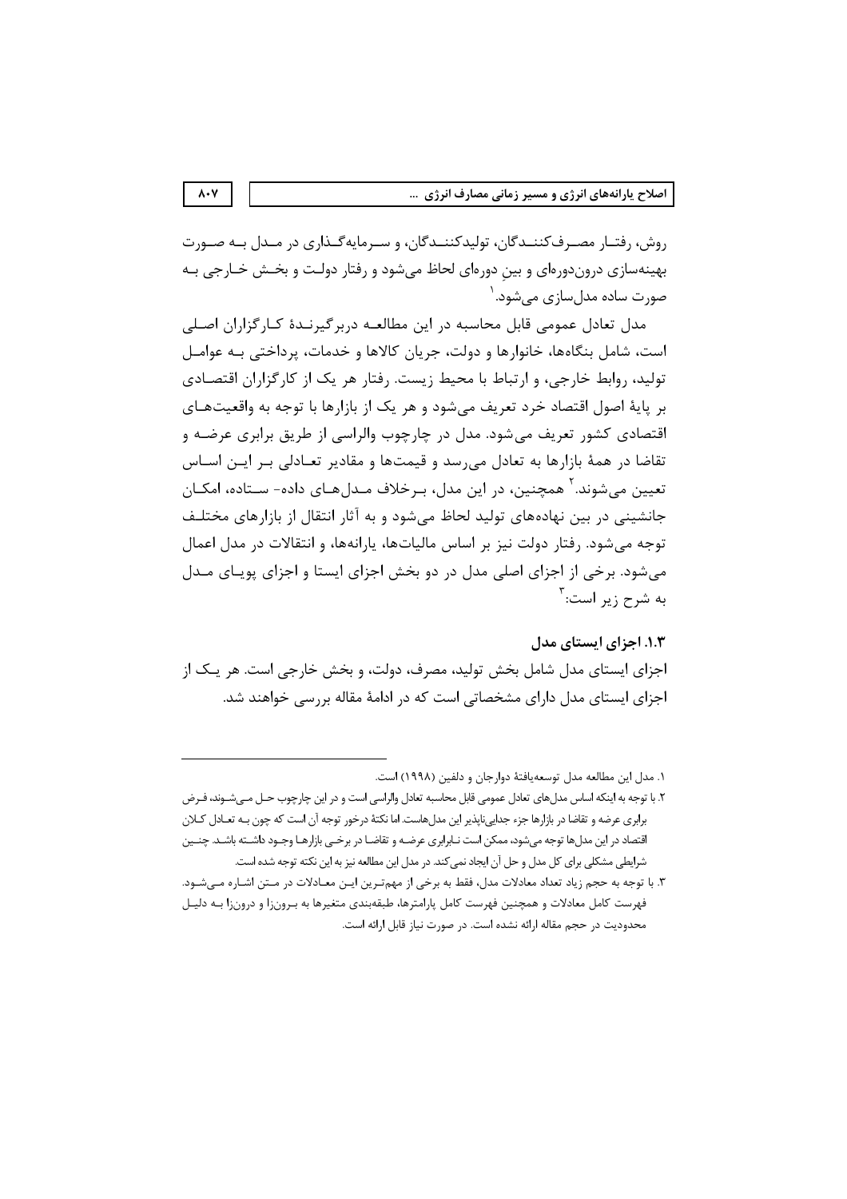روش، رفتار مصرف‌کنندگان، تولیدکنندگان، و سرمایه‌گذاری در مدل به صورت بهینه‌سازی درون‌دوره‌ای و بینِ دوره‌ای لحاظ می‌شود و رفتار دولت و بخش خارجی به صورت ساده مدل‌سازی می‌شود.[1]

مدل تعادل عمومی قابل محاسبه در این مطالعه دربرگیرندهٔ کارگزاران اصلی است، شامل بنگاه‌ها، خانوارها و دولت، جریان کالاها و خدمات، پرداختی به عوامل تولید، روابط خارجی، و ارتباط با محیط زیست. رفتار هر یک از کارگزاران اقتصادی بر پایهٔ اصول اقتصاد خرد تعریف می‌شود و هر یک از بازارها با توجه به واقعیت‌های اقتصادی کشور تعریف می‌شود. مدل در چارچوب والراسی از طریق برابری عرضه و تقاضا در همهٔ بازارها به تعادل می‌رسد و قیمت‌ها و مقادیر تعادلی بر این اساس تعیین می‌شوند.[2] همچنین، در این مدل، برخلاف مدل‌های داده- ستاده، امکان جانشینی در بین نهاده‌های تولید لحاظ می‌شود و به آثار انتقال از بازارهای مختلف توجه می‌شود. رفتار دولت نیز بر اساس مالیات‌ها، یارانه‌ها، و انتقالات در مدل اعمال می‌شود. برخی از اجزای اصلی مدل در دو بخش اجزای ایستا و اجزای پویای مدل به شرح زیر است:[3]

### ۱.۳. اجزای ایستای مدل

اجزای ایستای مدل شامل بخش تولید، مصرف، دولت، و بخش خارجی است. هر یک از اجزای ایستای مدل دارای مشخصاتی است که در ادامهٔ مقاله بررسی خواهند شد.

---

۱. مدل این مطالعه مدل توسعه‌یافتهٔ دوارجان و دلفین (۱۹۹۸) است.

۲. با توجه به اینکه اساس مدل‌های تعادل عمومی قابل محاسبه تعادل والراسی است و در این چارچوب حل می‌شوند، فرض برابری عرضه و تقاضا در بازارها جزء جدایی‌ناپذیر این مدل‌هاست. اما نکتهٔ درخور توجه آن است که چون به تعادل کلان اقتصاد در این مدل‌ها توجه می‌شود، ممکن است نابرابری عرضه و تقاضا در برخی بازارها وجود داشته باشد. چنین شرایطی مشکلی برای کل مدل و حل آن ایجاد نمی‌کند. در مدل این مطالعه نیز به این نکته توجه شده است.

۳. با توجه به حجم زیاد تعداد معادلات مدل، فقط به برخی از مهم‌ترین این معادلات در متن اشاره می‌شود. فهرست کامل معادلات و همچنین فهرست کامل پارامترها، طبقه‌بندی متغیرها به برون‌زا و درون‌زا به دلیل محدودیت در حجم مقاله ارائه نشده است. در صورت نیاز قابل ارائه است.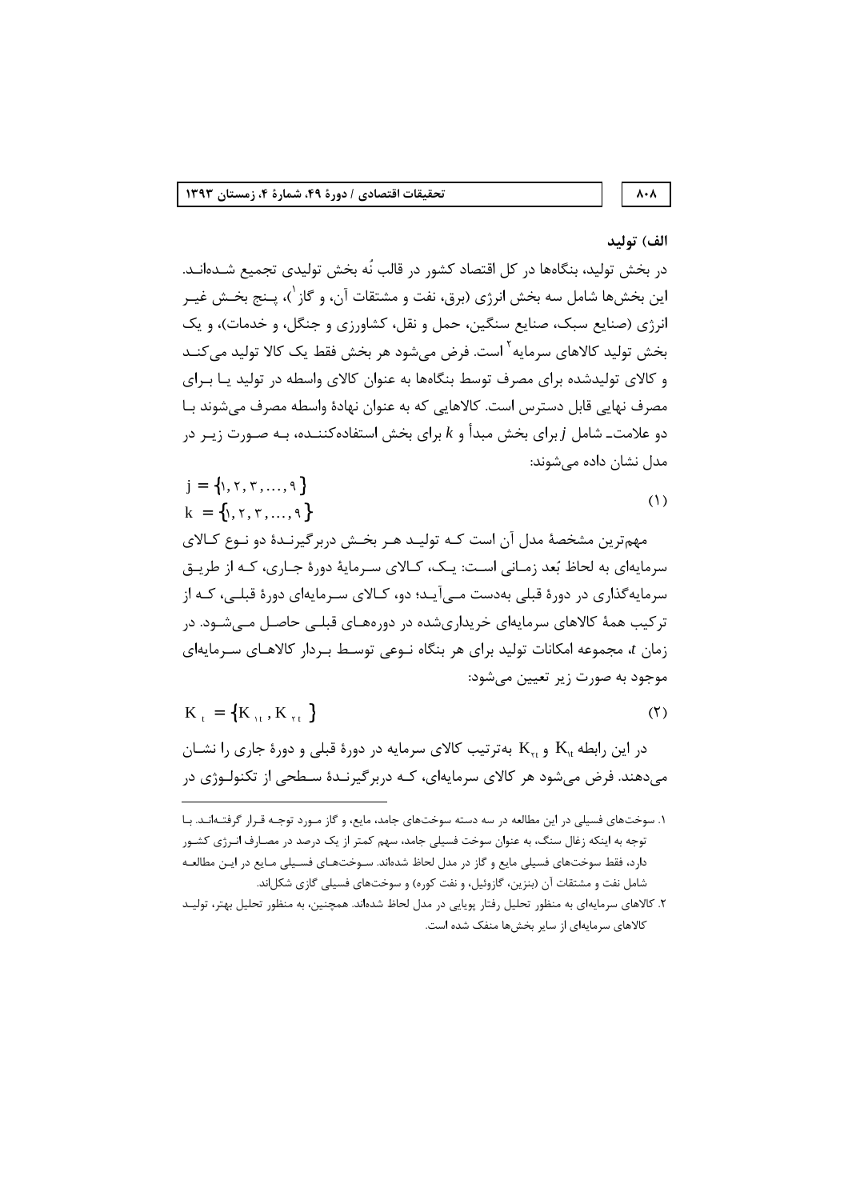### الف) تولید

در بخش تولید، بنگاه‌ها در کل اقتصاد کشور در قالب نُه بخش تولیدی تجمیع شده‌اند. این بخش‌ها شامل سه بخش انرژی (برق، نفت و مشتقات آن، و گاز[1])، پنج بخش غیر انرژی (صنایع سبک، صنایع سنگین، حمل و نقل، کشاورزی و جنگل، و خدمات)، و یک بخش تولید کالاهای سرمایه[2] است. فرض می‌شود هر بخش فقط یک کالا تولید می‌کند و کالای تولیدشده برای مصرف توسط بنگاه‌ها به عنوان کالای واسطه در تولید یا برای مصرف نهایی قابل دسترس است. کالاهایی که به عنوان نهادهٔ واسطه مصرف می‌شوند با دو علامت ـ شامل $j$ برای بخش مبدأ و $k$ برای بخش استفاده‌کننده، به صورت زیر در مدل نشان داده می‌شوند:

$$
\begin{aligned}
j &= \{1, 2, 3, \ldots, 9\} \\
k &= \{1, 2, 3, \ldots, 9\}
\end{aligned}
\tag{1}
$$

مهم‌ترین مشخصهٔ مدل آن است که تولید هر بخش دربرگیرندهٔ دو نوع کالای سرمایه‌ای به لحاظ بُعد زمانی است: یک، کالای سرمایهٔ دورهٔ جاری، که از طریق سرمایه‌گذاری در دورهٔ قبلی به‌دست می‌آید؛ دو، کالای سرمایه‌ای دورهٔ قبلی، که از ترکیب همهٔ کالاهای سرمایه‌ای خریداری‌شده در دوره‌های قبلی حاصل می‌شود. در زمان $t$، مجموعه امکانات تولید برای هر بنگاه نوعی توسط بردار کالاهای سرمایه‌ای موجود به صورت زیر تعیین می‌شود:

$$
K_t = \{K_{1t}, K_{2t}\} \tag{2}
$$

در این رابطه $K_{1t}$ و $K_{2t}$ به‌ترتیب کالای سرمایه در دورهٔ قبلی و دورهٔ جاری را نشان می‌دهند. فرض می‌شود هر کالای سرمایه‌ای، که دربرگیرندهٔ سطحی از تکنولوژی در

---

[1]. سوخت‌های فسیلی در این مطالعه در سه دسته سوخت‌های جامد، مایع، و گاز مورد توجه قرار گرفته‌اند. با توجه به اینکه زغال سنگ، به عنوان سوخت فسیلی جامد، سهم کمتر از یک درصد در مصارف انرژی کشور دارد، فقط سوخت‌های فسیلی مایع و گاز در مدل لحاظ شده‌اند. سوخت‌های فسیلی مایع در این مطالعه شامل نفت و مشتقات آن (بنزین، گازوئیل، و نفت کوره) و سوخت‌های فسیلی گازی شکل‌اند.

[2]. کالاهای سرمایه‌ای به منظور تحلیل رفتار پویایی در مدل لحاظ شده‌اند. همچنین، به منظور تحلیل بهتر، تولید کالاهای سرمایه‌ای از سایر بخش‌ها منفک شده است.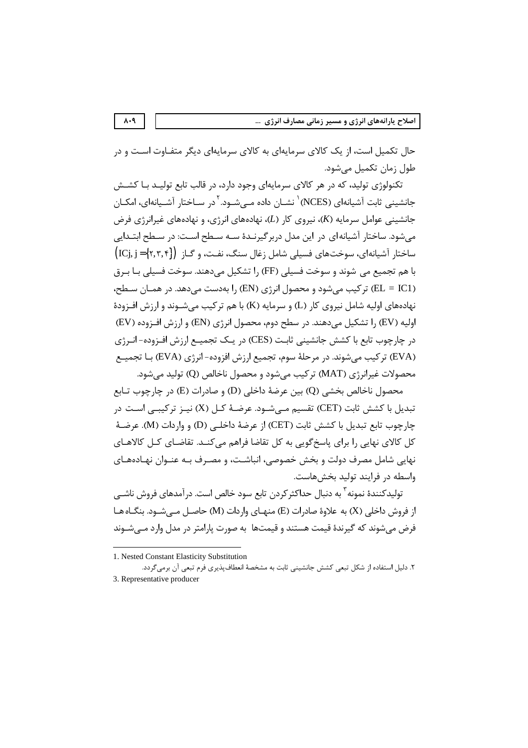حال تکمیل است، از یک کالای سرمایه‌ای به کالای سرمایه‌ای دیگر متفاوت است و در طول زمان تکمیل می‌شود.

تکنولوژی تولید، که در هر کالای سرمایه‌ای وجود دارد، در قالب تابع تولید با کشش جانشینی ثابت آشیانه‌ای (NCES)[1] نشان داده می‌شود.[2] در ساختار آشیانه‌ای، امکان جانشینی عوامل سرمایه ($K$)، نیروی کار ($L$)، نهاده‌های انرژی، و نهاده‌های غیرانرژی فرض می‌شود. ساختار آشیانه‌ای در این مدل دربرگیرندهٔ سه سطح است: در سطح ابتدایی ساختار آشیانه‌ای، سوخت‌های فسیلی شامل زغال سنگ، نفت، و گاز $\left(IC_j, j = \{2,3,4\}\right)$ با هم تجمیع می شوند و سوخت فسیلی (FF) را تشکیل می‌دهند. سوخت فسیلی با برق ($EL = IC1$) ترکیب می‌شود و محصول انرژی (EN) را به‌دست می‌دهد. در همان سطح، نهاده‌های اولیه شامل نیروی کار (L) و سرمایه (K) با هم ترکیب می‌شوند و ارزش افزودهٔ اولیه (EV) را تشکیل می‌دهند. در سطح دوم، محصول انرژی (EN) و ارزش افزوده (EV) در چارچوب تابع با کشش جانشینی ثابت (CES) در یک تجمیع ارزش افزوده- انرژی (EVA) ترکیب می‌شوند. در مرحلهٔ سوم، تجمیع ارزش افزوده- انرژی (EVA) با تجمیع محصولات غیرانرژی (MAT) ترکیب می‌شود و محصول ناخالص (Q) تولید می‌شود.

محصول ناخالص بخشی (Q) بین عرضهٔ داخلی (D) و صادرات (E) در چارچوب تابع تبدیل با کشش ثابت (CET) تقسیم می‌شود. عرضهٔ کل (X) نیز ترکیبی است در چارچوب تابع تبدیل با کشش ثابت (CET) از عرضهٔ داخلی (D) و واردات (M). عرضهٔ کل کالای نهایی را برای پاسخ‌گویی به کل تقاضا فراهم می‌کند. تقاضای کل کالاهای نهایی شامل مصرف دولت و بخش خصوصی، انباشت، و مصرف به عنوان نهاده‌های واسطه در فرایند تولید بخش‌هاست.

تولیدکنندهٔ نمونه[3] به دنبال حداکثرکردن تابع سود خالص است. درآمدهای فروش ناشی از فروش داخلی (X) به علاوهٔ صادرات (E) منهای واردات (M) حاصل می‌شود. بنگاه‌ها فرض می‌شوند که گیرندهٔ قیمت هستند و قیمت‌ها به صورت پارامتر در مدل وارد می‌شوند

---

1. Nested Constant Elasticity Substitution

۲. دلیل استفاده از شکل تبعی کشش جانشینی ثابت به مشخصهٔ انعطاف‌پذیری فرم تبعی آن برمی‌گردد.

3. Representative producer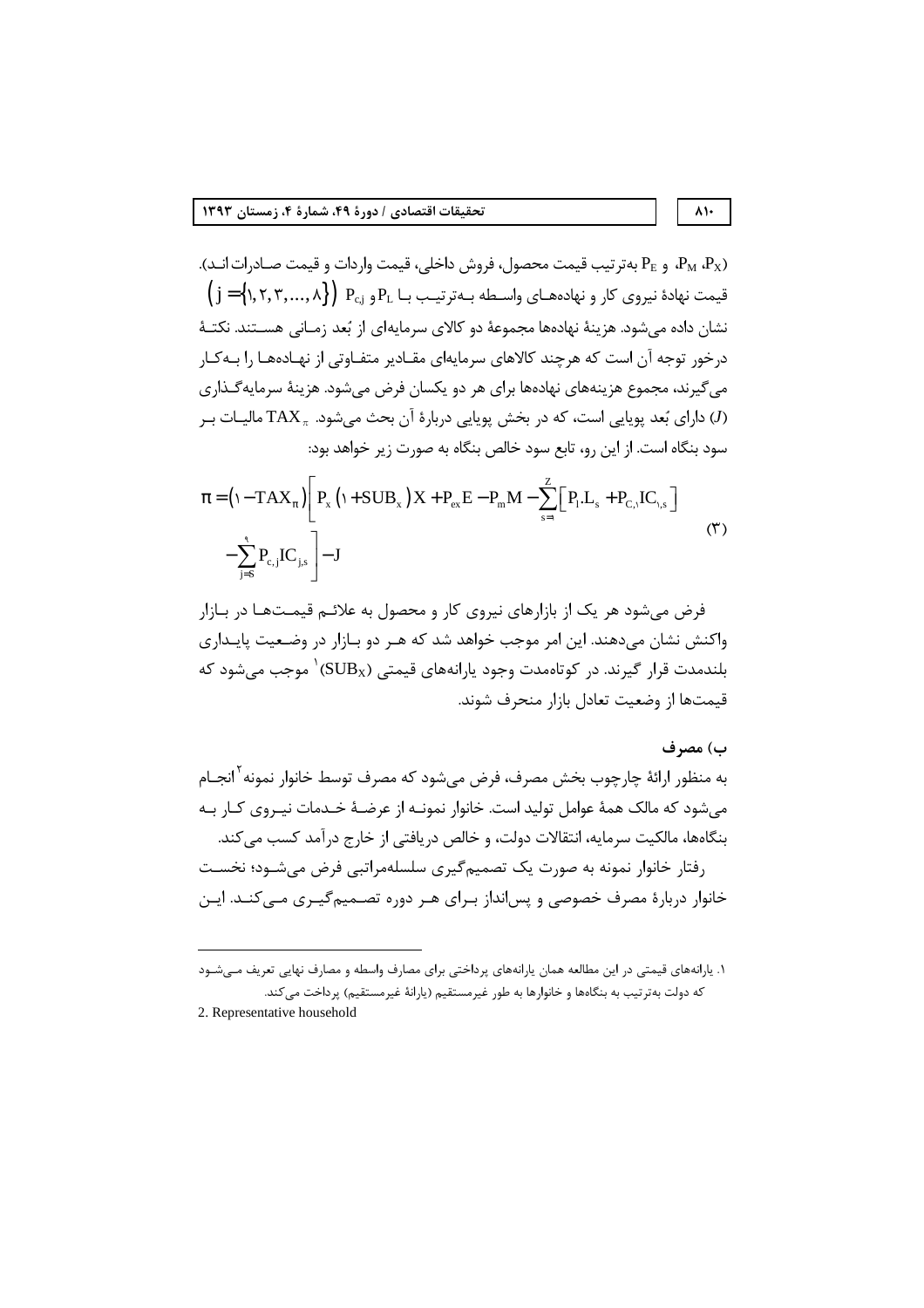$P_X$، $P_M$ و $P_E$ به‌ترتیب قیمت محصول، فروش داخلی، قیمت واردات و قیمت صادرات اند). قیمت نهادهٔ نیروی کار و نهاده‌های واسطه به‌ترتیب با $P_L$ و $P_{cj}$ $\left(j=\{1,2,3,\ldots,8\}\right)$ نشان داده می‌شود. هزینهٔ نهاده‌ها مجموعهٔ دو کالای سرمایه‌ای از بُعد زمانی هستند. نکتهٔ درخور توجه آن است که هرچند کالاهای سرمایه‌ای مقادیر متفاوتی از نهاده‌ها را به‌کار می‌گیرند، مجموع هزینه‌های نهاده‌ها برای هر دو یکسان فرض می‌شود. هزینهٔ سرمایه‌گذاری ($J$) دارای بُعد پویایی است، که در بخش پویایی دربارهٔ آن بحث می‌شود. $TAX_\pi$ مالیات بر سود بنگاه است. از این رو، تابع سود خالص بنگاه به صورت زیر خواهد بود:

$$\pi=\left(1-TAX_\pi\right)\left[P_x\left(1+SUB_x\right)X+P_{ex}E-P_mM-\sum_{s=1}^{Z}\left[P_l.L_s+P_{C,1}IC_{1,s}\right]-\sum_{j=S}^{9}P_{c,j}IC_{j,s}\right]-J \qquad (3)$$

فرض می‌شود هر یک از بازارهای نیروی کار و محصول به علائم قیمت‌ها در بازار واکنش نشان می‌دهند. این امر موجب خواهد شد که هر دو بازار در وضعیت پایداری بلندمدت قرار گیرند. در کوتاه‌مدت وجود یارانه‌های قیمتی ($SUB_X$)[1] موجب می‌شود که قیمت‌ها از وضعیت تعادل بازار منحرف شوند.

### ب) مصرف

به منظور ارائهٔ چارچوب بخش مصرف، فرض می‌شود که مصرف توسط خانوار نمونه[2] انجام می‌شود که مالک همهٔ عوامل تولید است. خانوار نمونه از عرضهٔ خدمات نیروی کار به بنگاه‌ها، مالکیت سرمایه، انتقالات دولت، و خالص دریافتی از خارج درآمد کسب می‌کند.

رفتار خانوار نمونه به صورت یک تصمیم‌گیری سلسله‌مراتبی فرض می‌شود؛ نخست خانوار دربارهٔ مصرف خصوصی و پس‌انداز برای هر دوره تصمیم‌گیری می‌کند. این

---

1. یارانه‌های قیمتی در این مطالعه همان یارانه‌های پرداختی برای مصارف واسطه و مصارف نهایی تعریف می‌شود که دولت به‌ترتیب به بنگاه‌ها و خانوارها به طور غیرمستقیم (یارانهٔ غیرمستقیم) پرداخت می‌کند.

2. Representative household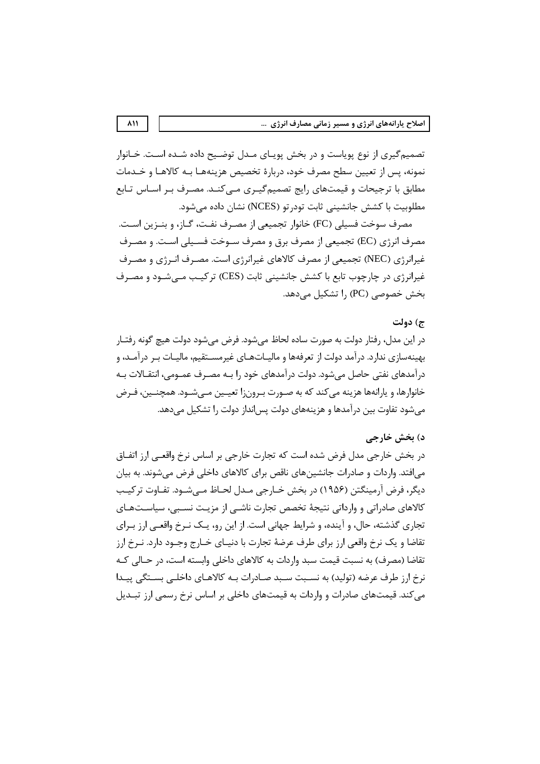تصمیم‌گیری از نوع پویاست و در بخش پویای مدل توضیح داده شده است. خانوار نمونه، پس از تعیین سطح مصرف خود، دربارهٔ تخصیص هزینه‌ها به کالاها و خدمات مطابق با ترجیحات و قیمت‌های رایج تصمیم‌گیری می‌کند. مصرف بر اساس تابع مطلوبیت با کشش جانشینی ثابت تودرتو (NCES) نشان داده می‌شود.

مصرف سوخت فسیلی (FC) خانوار تجمیعی از مصرف نفت، گاز، و بنزین است. مصرف انرژی (EC) تجمیعی از مصرف برق و مصرف سوخت فسیلی است. و مصرف غیرانرژی (NEC) تجمیعی از مصرف کالاهای غیرانرژی است. مصرف انرژی و مصرف غیرانرژی در چارچوب تابع با کشش جانشینی ثابت (CES) ترکیب می‌شود و مصرف بخش خصوصی (PC) را تشکیل می‌دهد.

### ج) دولت

در این مدل، رفتار دولت به صورت ساده لحاظ می‌شود. فرض می‌شود دولت هیچ گونه رفتار بهینه‌سازی ندارد. درآمد دولت از تعرفه‌ها و مالیات‌های غیرمستقیم، مالیات بر درآمد، و درآمدهای نفتی حاصل می‌شود. دولت درآمدهای خود را به مصرف عمومی، انتقالات به خانوارها، و یارانه‌ها هزینه می‌کند که به صورت برون‌زا تعیین می‌شود. همچنین، فرض می‌شود تفاوت بین درآمدها و هزینه‌های دولت پس‌انداز دولت را تشکیل می‌دهد.

### د) بخش خارجی

در بخش خارجی مدل فرض شده است که تجارت خارجی بر اساس نرخ واقعی ارز اتفاق می‌افتد. واردات و صادرات جانشین‌های ناقص برای کالاهای داخلی فرض می‌شوند. به بیان دیگر، فرض آرمینگتن (۱۹۵۶) در بخش خارجی مدل لحاظ می‌شود. تفاوت ترکیب کالاهای صادراتی و وارداتی نتیجهٔ تخصص تجارت ناشی از مزیت نسبی، سیاست‌های تجاری گذشته، حال، و آینده، و شرایط جهانی است. از این رو، یک نرخ واقعی ارز برای تقاضا و یک نرخ واقعی ارز برای طرف عرضهٔ تجارت با دنیای خارج وجود دارد. نرخ ارز تقاضا (مصرف) به نسبت قیمت سبد واردات به کالاهای داخلی وابسته است، در حالی که نرخ ارز طرف عرضه (تولید) به نسبت سبد صادرات به کالاهای داخلی بستگی پیدا می‌کند. قیمت‌های صادرات و واردات به قیمت‌های داخلی بر اساس نرخ رسمی ارز تبدیل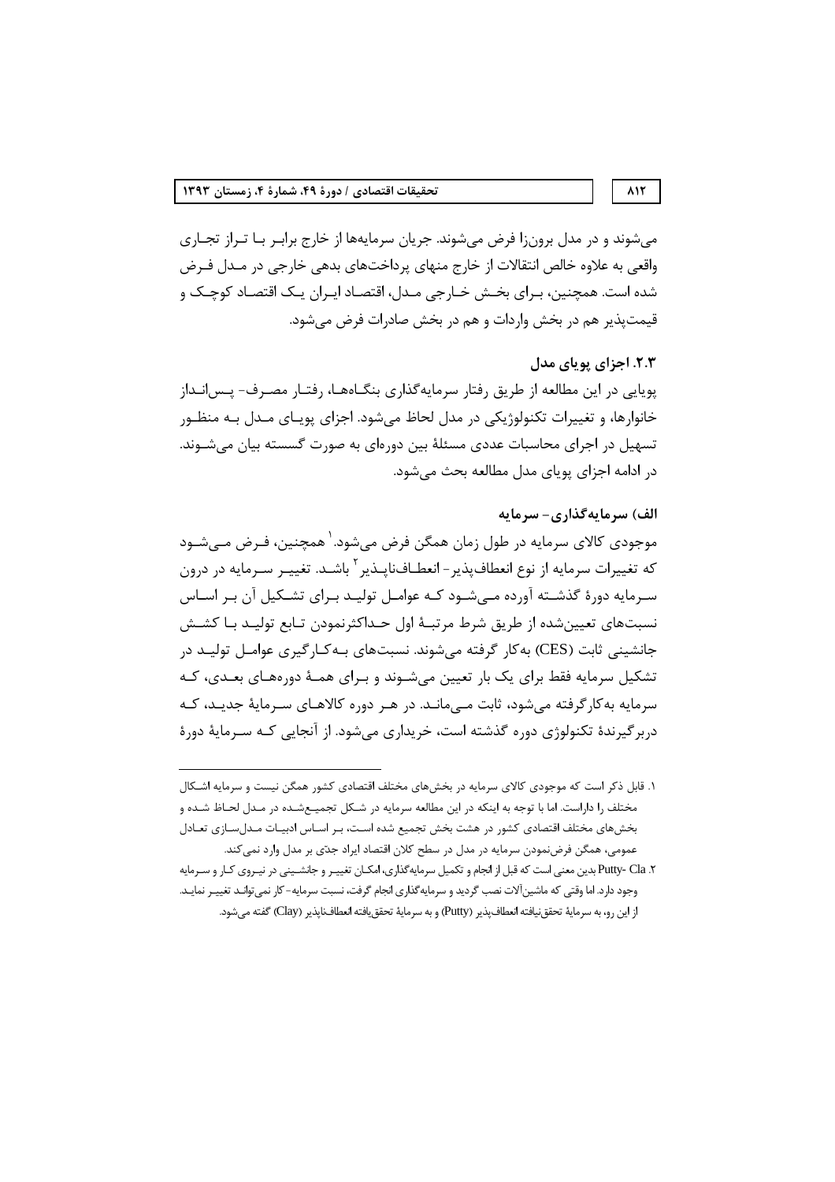می‌شوند و در مدل برون‌زا فرض می‌شوند. جریان سرمایه‌ها از خارج برابر با تراز تجاری واقعی به علاوه خالص انتقالات از خارج منهای پرداخت‌های بدهی خارجی در مدل فرض شده است. همچنین، برای بخش خارجی مدل، اقتصاد ایران یک اقتصاد کوچک و قیمت‌پذیر هم در بخش واردات و هم در بخش صادرات فرض می‌شود.

### ۲.۳. اجزای پویای مدل

پویایی در این مطالعه از طریق رفتار سرمایه‌گذاری بنگاه‌ها، رفتار مصرف- پس‌انداز خانوارها، و تغییرات تکنولوژیکی در مدل لحاظ می‌شود. اجزای پویای مدل به منظور تسهیل در اجرای محاسبات عددی مسئلهٔ بین دوره‌ای به صورت گسسته بیان می‌شوند. در ادامه اجزای پویای مدل مطالعه بحث می‌شود.

#### الف) سرمایه‌گذاری- سرمایه

موجودی کالای سرمایه در طول زمان همگن فرض می‌شود.[1] همچنین، فرض می‌شود که تغییرات سرمایه از نوع انعطاف‌پذیر- انعطاف‌ناپذیر[2] باشد. تغییر سرمایه در درون سرمایه دورهٔ گذشته آورده می‌شود که عوامل تولید برای تشکیل آن بر اساس نسبت‌های تعیین‌شده از طریق شرط مرتبهٔ اول حداکثرنمودن تابع تولید با کشش جانشینی ثابت (CES) به‌کار گرفته می‌شوند. نسبت‌های به‌کارگیری عوامل تولید در تشکیل سرمایه فقط برای یک بار تعیین می‌شوند و برای همهٔ دوره‌های بعدی، که سرمایه به‌کارگرفته می‌شود، ثابت می‌ماند. در هر دوره کالاهای سرمایهٔ جدید، که دربرگیرندهٔ تکنولوژی دوره گذشته است، خریداری می‌شود. از آنجایی که سرمایهٔ دورهٔ

---

۱. قابل ذکر است که موجودی کالای سرمایه در بخش‌های مختلف اقتصادی کشور همگن نیست و سرمایه اشکال مختلف را داراست. اما با توجه به اینکه در این مطالعه سرمایه در شکل تجمیع‌شده در مدل لحاظ شده و بخش‌های مختلف اقتصادی کشور در هشت بخش تجمیع شده است، بر اساس ادبیات مدل‌سازی تعادل عمومی، همگن فرض‌نمودن سرمایه در مدل در سطح کلان اقتصاد ایراد جدّی بر مدل وارد نمی‌کند.

۲. Putty- Cla بدین معنی است که قبل از انجام و تکمیل سرمایه‌گذاری، امکان تغییر و جانشینی در نیروی کار و سرمایه وجود دارد. اما وقتی که ماشین‌آلات نصب گردید و سرمایه‌گذاری انجام گرفت، نسبت سرمایه- کار نمی‌تواند تغییر نماید. از این رو، به سرمایهٔ تحقق‌نیافته انعطاف‌پذیر (Putty) و به سرمایهٔ تحقق‌یافته انعطاف‌ناپذیر (Clay) گفته می‌شود.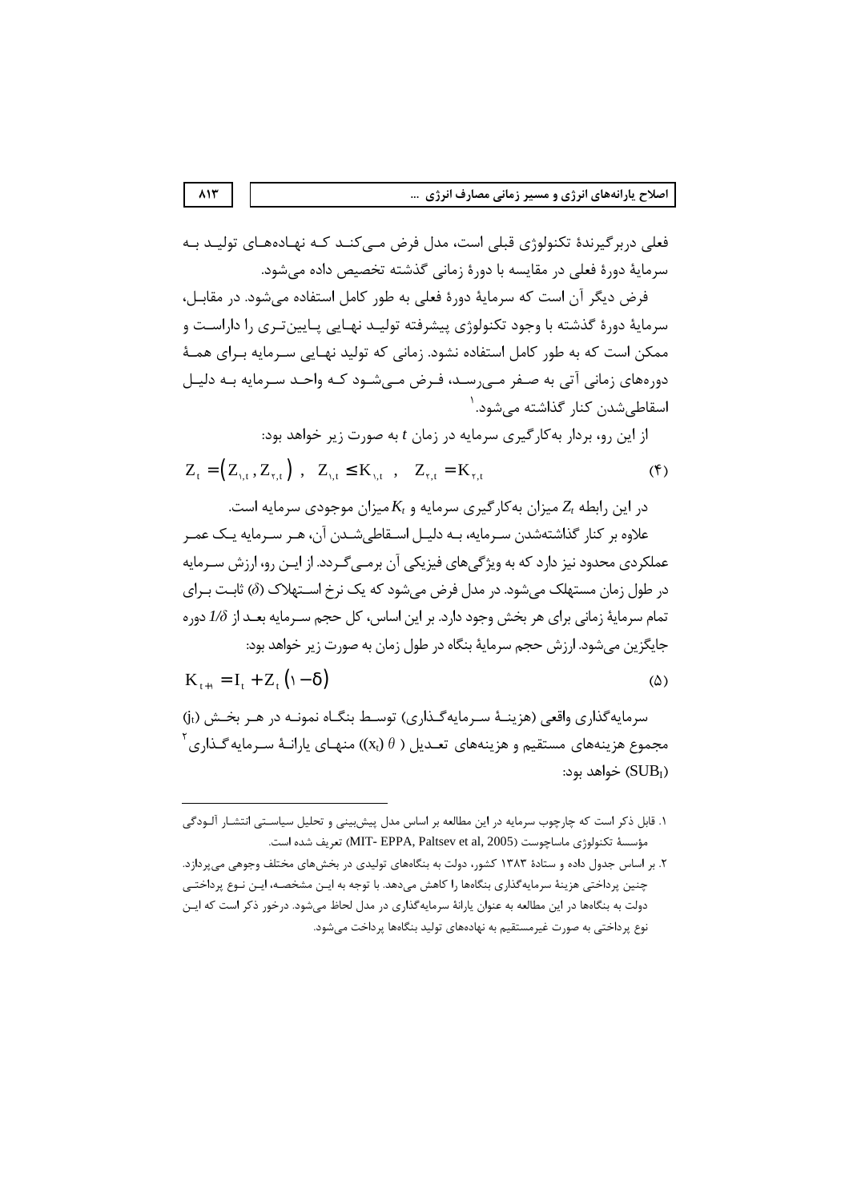فعلی دربرگیرندهٔ تکنولوژی قبلی است، مدل فرض می‌کند که نهاده‌های تولید به سرمایهٔ دورهٔ فعلی در مقایسه با دورهٔ زمانی گذشته تخصیص داده می‌شود.

فرض دیگر آن است که سرمایهٔ دورهٔ فعلی به طور کامل استفاده می‌شود. در مقابل، سرمایهٔ دورهٔ گذشته با وجود تکنولوژی پیشرفته تولید نهایی پایین‌تری را داراست و ممکن است که به طور کامل استفاده نشود. زمانی که تولید نهایی سرمایه برای همهٔ دوره‌های زمانی آتی به صفر می‌رسد، فرض می‌شود که واحد سرمایه به دلیل اسقاطی‌شدن کنار گذاشته می‌شود.[1]

از این رو، بردار به‌کارگیری سرمایه در زمان $t$ به صورت زیر خواهد بود:

$$Z_t = \left(Z_{1,t}, Z_{2,t}\right)\ ,\quad Z_{1,t} \le K_{1,t}\ ,\quad Z_{2,t} = K_{2,t} \tag{4}$$

در این رابطه $Z_t$ میزان به‌کارگیری سرمایه و $K_t$ میزان موجودی سرمایه است.

علاوه بر کنار گذاشته‌شدن سرمایه، به دلیل اسقاطی‌شدن آن، هر سرمایه یک عمر عملکردی محدود نیز دارد که به ویژگی‌های فیزیکی آن برمی‌گردد. از این رو، ارزش سرمایه در طول زمان مستهلک می‌شود. در مدل فرض می‌شود که یک نرخ استهلاک ($\delta$) ثابت برای تمام سرمایهٔ زمانی برای هر بخش وجود دارد. بر این اساس، کل حجم سرمایه بعد از $1/\delta$ دوره جایگزین می‌شود. ارزش حجم سرمایهٔ بنگاه در طول زمان به صورت زیر خواهد بود:

$$K_{t+1} = I_t + Z_t\left(1 - \delta\right) \tag{5}$$

سرمایه‌گذاری واقعی (هزینهٔ سرمایه‌گذاری) توسط بنگاه نمونه در هر بخش ($j_t$) مجموع هزینه‌های مستقیم و هزینه‌های تعدیل ($\theta\ (x_t)$) منهای یارانهٔ سرمایه‌گذاری[2] ($SUB_t$) خواهد بود:

---

۱. قابل ذکر است که چارچوب سرمایه در این مطالعه بر اساس مدل پیش‌بینی و تحلیل سیاستی انتشار آلودگی مؤسسهٔ تکنولوژی ماساچوست (MIT- EPPA, Paltsev et al, 2005) تعریف شده است.

۲. بر اساس جدول داده و ستادهٔ ۱۳۸۳ کشور، دولت به بنگاه‌های تولیدی در بخش‌های مختلف وجوهی می‌پردازد. چنین پرداختی هزینهٔ سرمایه‌گذاری بنگاه‌ها را کاهش می‌دهد. با توجه به این مشخصه، این نوع پرداختی دولت به بنگاه‌ها در این مطالعه به عنوان یارانهٔ سرمایه‌گذاری در مدل لحاظ می‌شود. درخور ذکر است که این نوع پرداختی به صورت غیرمستقیم به نهاده‌های تولید بنگاه‌ها پرداخت می‌شود.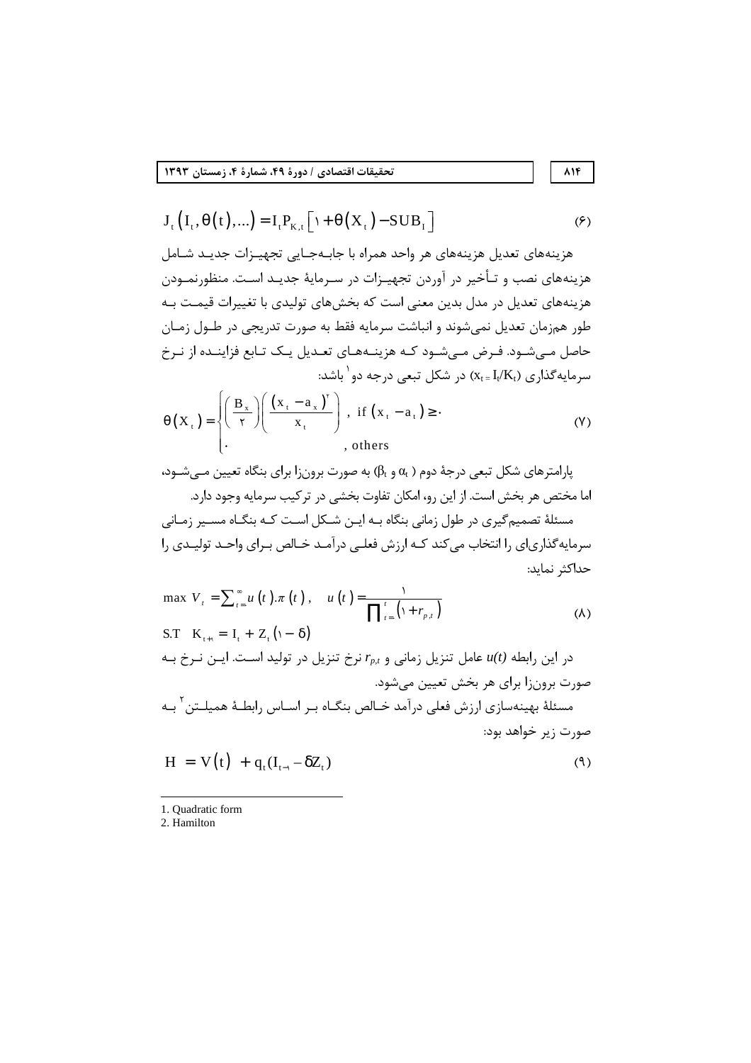$$J_t\left(I_t, \theta(t), \ldots\right) = I_t P_{K,t}\left[1 + \theta(X_t) - SUB_I\right] \tag{6}$$

هزینه‌های تعدیل هزینه‌های هر واحد همراه با جابه‌جایی تجهیزات جدید شامل هزینه‌های نصب و تأخیر در آوردن تجهیزات در سرمایهٔ جدید است. منظورنمودن هزینه‌های تعدیل در مدل بدین معنی است که بخش‌های تولیدی با تغییرات قیمت به طور هم‌زمان تعدیل نمی‌شوند و انباشت سرمایه فقط به صورت تدریجی در طول زمان حاصل می‌شود. فرض می‌شود که هزینه‌های تعدیل یک تابع فزاینده از نرخ سرمایه‌گذاری ($x_t = I_t/K_t$) در شکل تبعی درجه دو[1] باشد:

$$\theta(X_t) = \begin{cases} \left(\dfrac{B_x}{2}\right)\left(\dfrac{(x_t - a_x)^2}{x_t}\right), & \text{if } (x_t - a_t) \geq 0 \\ 0 & , \text{others} \end{cases} \tag{7}$$

پارامترهای شکل تبعی درجهٔ دوم ($\alpha_t$ و $\beta_t$) به صورت برون‌زا برای بنگاه تعیین می‌شود، اما مختص هر بخش است. از این رو، امکان تفاوت بخشی در ترکیب سرمایه وجود دارد.

مسئلهٔ تصمیم‌گیری در طول زمانی بنگاه به این شکل است که بنگاه مسیر زمانی سرمایه‌گذاری‌ای را انتخاب می‌کند که ارزش فعلی درآمد خالص برای واحد تولیدی را حداکثر نماید:

$$\max\ V_t = \sum_{t=0}^{\infty} u(t).\pi(t), \quad u(t) = \frac{1}{\prod_{t=0}^{t}\left(1 + r_{p,t}\right)} \tag{8}$$

$$\text{S.T} \quad K_{t+1} = I_t + Z_t(1 - \delta)$$

در این رابطه $u(t)$ عامل تنزیل زمانی و $r_{p,t}$ نرخ تنزیل در تولید است. این نرخ به صورت برون‌زا برای هر بخش تعیین می‌شود.

مسئلهٔ بهینه‌سازی ارزش فعلی درآمد خالص بنگاه بر اساس رابطهٔ همیلتن[2] به صورت زیر خواهد بود:

$$H = V(t) + q_t(I_{t-1} - \delta Z_t) \tag{9}$$

---

1. Quadratic form
2. Hamilton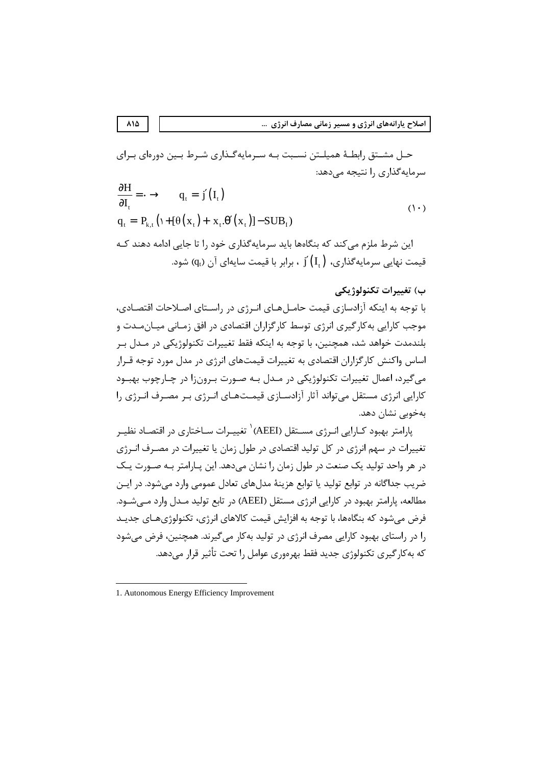حـل مشــتق رابطـهٔ همیلـتن نسـبت بـه سـرمایه‌گـذاری شـرط بـین دوره‌ای بـرای سرمایه‌گذاری را نتیجه می‌دهد:

$$
\frac{\partial H}{\partial I_t} = 0 \rightarrow \qquad q_t = j'(I_t)
$$
$$
q_t = P_{k,t}\left(1 + [\theta(x_t) + x_t.\theta'(x_t)] - SUB_t\right) \qquad (10)
$$

این شرط ملزم می‌کند که بنگاه‌ها باید سرمایه‌گذاری خود را تا جایی ادامه دهند کـه قیمت نهایی سرمایه‌گذاری، $j'(I_t)$ ، برابر با قیمت سایه‌ای آن ($q_t$) شود.

**ب) تغییرات تکنولوژیکی**

با توجه به اینکه آزادسازی قیمت حامـل‌هـای انـرژی در راسـتای اصـلاحات اقتصـادی، موجب کارایی به‌کارگیری انرژی توسط کارگزاران اقتصادی در افق زمـانی میـان‌مـدت و بلندمدت خواهد شد، همچنین، با توجه به اینکه فقط تغییرات تکنولوژیکی در مـدل بـر اساس واکنش کارگزاران اقتصادی به تغییرات قیمت‌های انرژی در مدل مورد توجه قـرار می‌گیرد، اعمال تغییرات تکنولوژیکی در مـدل بـه صـورت بـرون‌زا در چـارچوب بهبـود کارایی انرژی مستقل می‌تواند آثار آزادسـازی قیمـت‌هـای انـرژی بـر مصـرف انـرژی را به‌خوبی نشان دهد.

پارامتر بهبود کـارایی انـرژی مسـتقل (AEEI)[1] تغییـرات سـاختاری در اقتصـاد نظیـر تغییرات در سهم انرژی در کل تولید اقتصادی در طول زمان یا تغییرات در مصـرف انـرژی در هر واحد تولید یک صنعت در طول زمان را نشان می‌دهد. این پـارامتر بـه صـورت یـک ضریب جداگانه در توابع تولید یا توابع هزینهٔ مدل‌های تعادل عمومی وارد می‌شود. در ایـن مطالعه، پارامتر بهبود در کارایی انرژی مستقل (AEEI) در تابع تولید مـدل وارد مـی‌شـود. فرض می‌شود که بنگاه‌ها، با توجه به افزایش قیمت کالاهای انرژی، تکنولوژی‌هـای جدیـد را در راستای بهبود کارایی مصرف انرژی در تولید به‌کار می‌گیرند. همچنین، فرض می‌شود که به‌کارگیری تکنولوژی جدید فقط بهره‌وری عوامل را تحت تأثیر قرار می‌دهد.

---

1. Autonomous Energy Efficiency Improvement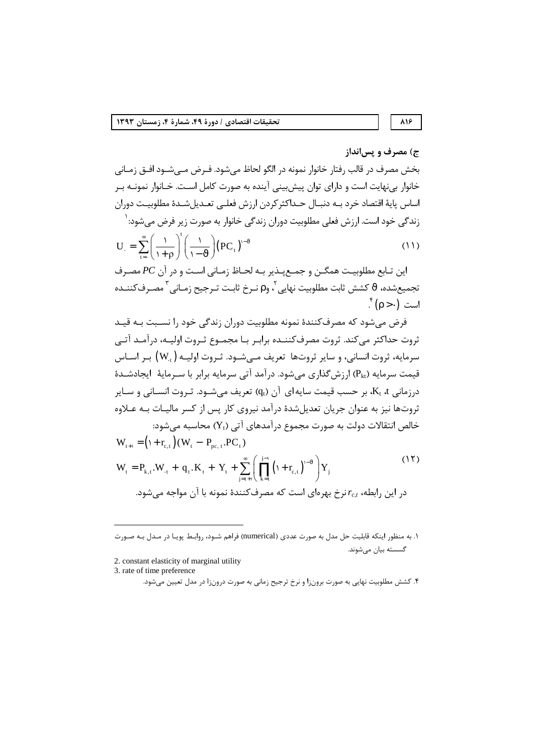### ج) مصرف و پس‌انداز

بخش مصرف در قالب رفتار خانوار نمونه در الگو لحاظ می‌شود. فرض می‌شود افق زمانی خانوار بی‌نهایت است و دارای توان پیش‌بینی آینده به صورت کامل است. خانوار نمونه بر اساس پایهٔ اقتصاد خرد به دنبال حداکثرکردن ارزش فعلی تعدیل‌شدهٔ مطلوبیت دوران زندگی خود است. ارزش فعلی مطلوبیت دوران زندگی خانوار به صورت زیر فرض می‌شود:[1]

$$U_{\cdot} = \sum_{t=\cdot}^{\infty}\left(\frac{1}{1+\rho}\right)^{t}\left(\frac{1}{1-\theta}\right)\left(PC_{t}\right)^{1-\theta} \tag{11}$$

این تابع مطلوبیت همگن و جمع‌پذیر به لحاظ زمانی است و در آن $PC$ مصرف تجمیع‌شده، $\theta$ کشش ثابت مطلوبیت نهایی[2]، و$\rho$ نرخ ثابت ترجیح زمانی[3] مصرف‌کننده است $(\rho > \cdot)$.[4]

فرض می‌شود که مصرف‌کنندهٔ نمونه مطلوبیت دوران زندگی خود را نسبت به قید ثروت حداکثر می‌کند. ثروت مصرف‌کننده برابر با مجموع ثروت اولیه، درآمد آتی سرمایه، ثروت انسانی، و سایر ثروت‌ها تعریف می‌شود. ثروت اولیه $(W_{\cdot t})$ بر اساس قیمت سرمایه $(P_{kt})$ ارزش‌گذاری می‌شود. درآمد آتی سرمایه برابر با سرمایهٔ ایجادشدهٔ درزمانی t، $K_t$، بر حسب قیمت سایه‌ای آن $(q_t)$ تعریف می‌شود. ثروت انسانی و سایر ثروت‌ها نیز به عنوان جریان تعدیل‌شدهٔ درآمد نیروی کار پس از کسر مالیات به علاوه خالص انتقالات دولت به صورت مجموع درآمدهای آتی $(Y_t)$ محاسبه می‌شود:

$$W_{t+1} = \left(1 + r_{c,t}\right)\left(W_{t} - P_{pc,t}.PC_{t}\right)$$

$$W_{t} = P_{k,t}.W_{\cdot t} + q_{t}.K_{t} + Y_{t} + \sum_{j=t+1}^{\infty}\left(\prod_{k=t}^{j-1}\left(1 + r_{c,t}\right)^{1-\theta}\right)Y_{j} \tag{12}$$

در این رابطه، $r_{c,t}$ نرخ بهره‌ای است که مصرف‌کنندهٔ نمونه با آن مواجه می‌شود.

---

[1]. به منظور اینکه قابلیت حل مدل به صورت عددی (numerical) فراهم شود، روابط پویا در مدل به صورت گسسته بیان می‌شوند.

[2]. constant elasticity of marginal utility

[3]. rate of time preference

[4]. کشش مطلوبیت نهایی به صورت برونزا و نرخ ترجیح زمانی به صورت درونزا در مدل تعیین می‌شود.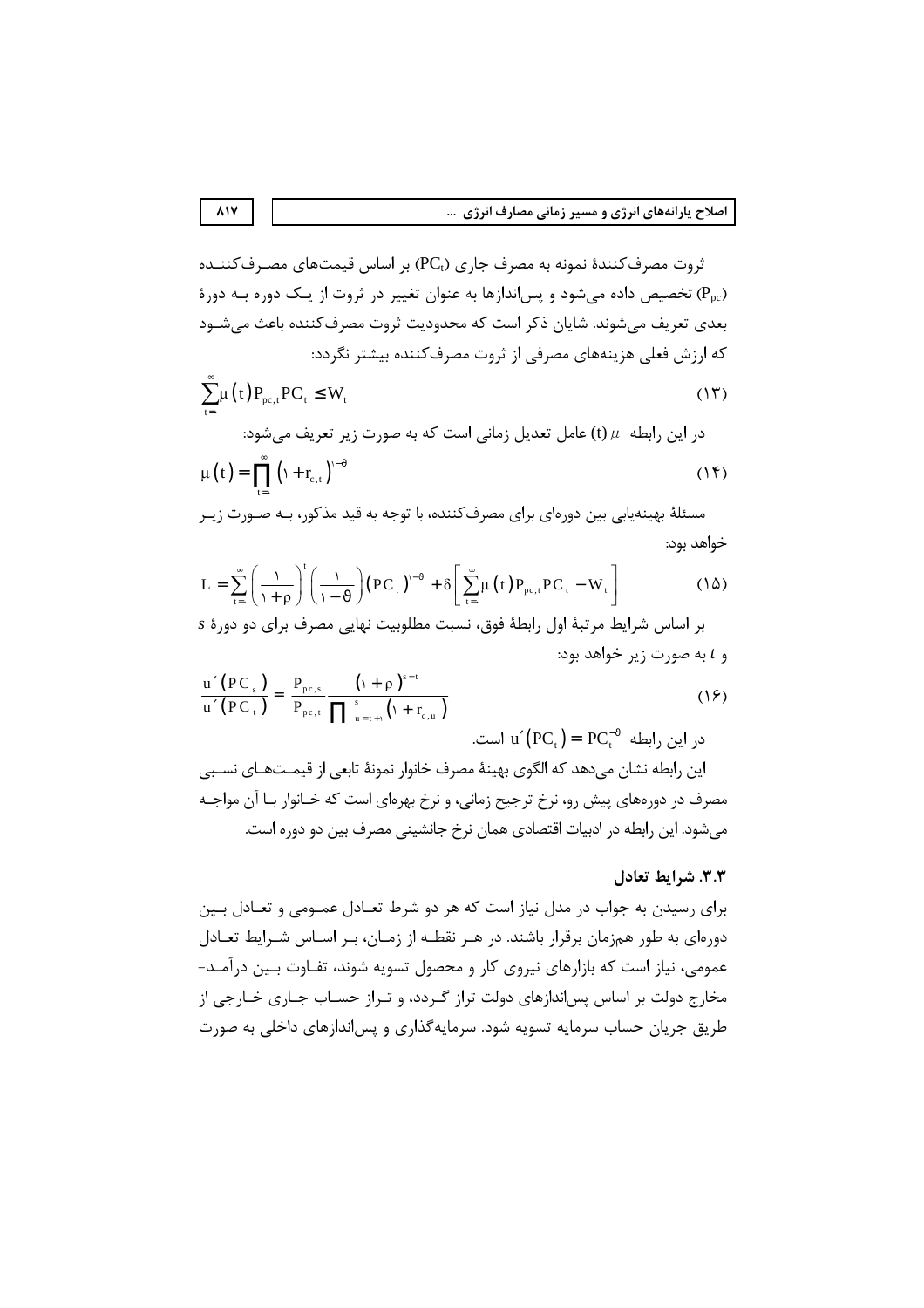ثروت مصرف‌کنندهٔ نمونه به مصرف جاری ($PC_t$) بر اساس قیمت‌های مصرف‌کننده ($P_{pc}$) تخصیص داده می‌شود و پس‌اندازها به عنوان تغییر در ثروت از یک دوره به دورهٔ بعدی تعریف می‌شوند. شایان ذکر است که محدودیت ثروت مصرف‌کننده باعث می‌شود که ارزش فعلی هزینه‌های مصرفی از ثروت مصرف‌کننده بیشتر نگردد:

$$\sum_{t=}^{\infty} \mu(t) P_{pc,t} PC_t \le W_t \tag{۱۳}$$

در این رابطه $\mu(t)$ عامل تعدیل زمانی است که به صورت زیر تعریف می‌شود:

$$\mu(t) = \prod_{t=}^{\infty} \left(1 + r_{c,t}\right)^{1-\theta} \tag{۱۴}$$

مسئلهٔ بهینه‌یابی بین دوره‌ای برای مصرف‌کننده، با توجه به قید مذکور، به صورت زیر خواهد بود:

$$L = \sum_{t=}^{\infty} \left(\frac{1}{1+\rho}\right)^{t} \left(\frac{1}{1-\theta}\right) \left(PC_t\right)^{1-\theta} + \delta \left[\sum_{t=}^{\infty} \mu(t) P_{pc,t} PC_t - W_t\right] \tag{۱۵}$$

بر اساس شرایط مرتبهٔ اول رابطهٔ فوق، نسبت مطلوبیت نهایی مصرف برای دو دورهٔ $s$ و $t$ به صورت زیر خواهد بود:

$$\frac{u'(PC_s)}{u'(PC_t)} = \frac{P_{pc,s}}{P_{pc,t}} \frac{(1+\rho)^{s-t}}{\prod_{u=t+1}^{s} \left(1 + r_{c,u}\right)} \tag{۱۶}$$

در این رابطه $u'(PC_t) = PC_t^{-\theta}$ است.

این رابطه نشان می‌دهد که الگوی بهینهٔ مصرف خانوار نمونهٔ تابعی از قیمت‌های نسبی مصرف در دوره‌های پیش رو، نرخ ترجیح زمانی، و نرخ بهره‌ای است که خانوار با آن مواجه می‌شود. این رابطه در ادبیات اقتصادی همان نرخ جانشینی مصرف بین دو دوره است.

### ۳.۳. شرایط تعادل

برای رسیدن به جواب در مدل نیاز است که هر دو شرط تعادل عمومی و تعادل بین دوره‌ای به طور هم‌زمان برقرار باشند. در هر نقطه از زمان، بر اساس شرایط تعادل عمومی، نیاز است که بازارهای نیروی کار و محصول تسویه شوند، تفاوت بین درآمد-مخارج دولت بر اساس پس‌اندازهای دولت تراز گردد، و تراز حساب جاری خارجی از طریق جریان حساب سرمایه تسویه شود. سرمایه‌گذاری و پس‌اندازهای داخلی به صورت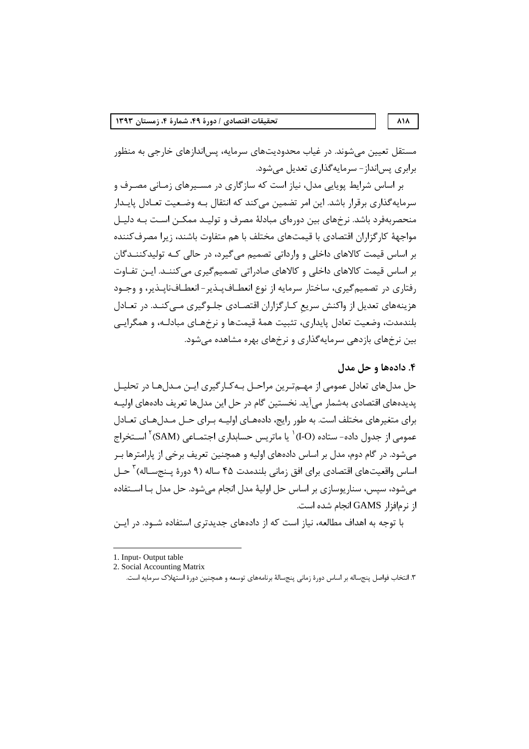مستقل تعیین می‌شوند. در غیاب محدودیت‌های سرمایه، پس‌اندازهای خارجی به منظور برابری پس‌انداز- سرمایه‌گذاری تعدیل می‌شود.

بر اساس شرایط پویایی مدل، نیاز است که سازگاری در مسیرهای زمانی مصرف و سرمایه‌گذاری برقرار باشد. این امر تضمین می‌کند که انتقال به وضعیت تعادل پایدار منحصربه‌فرد باشد. نرخ‌های بین دوره‌ای مبادلهٔ مصرف و تولید ممکن است به دلیل مواجههٔ کارگزاران اقتصادی با قیمت‌های مختلف با هم متفاوت باشند، زیرا مصرف‌کننده بر اساس قیمت کالاهای داخلی و وارداتی تصمیم می‌گیرد، در حالی که تولیدکنندگان بر اساس قیمت کالاهای داخلی و کالاهای صادراتی تصمیم‌گیری می‌کنند. این تفاوت رفتاری در تصمیم‌گیری، ساختار سرمایه از نوع انعطاف‌پذیر- انعطاف‌ناپذیر، و وجود هزینه‌های تعدیل از واکنش سریع کارگزاران اقتصادی جلوگیری می‌کند. در تعادل بلندمدت، وضعیت تعادل پایداری، تثبیت همهٔ قیمت‌ها و نرخ‌های مبادله، و همگرایی بین نرخ‌های بازدهی سرمایه‌گذاری و نرخ‌های بهره مشاهده می‌شود.

## ۴. داده‌ها و حل مدل

حل مدل‌های تعادل عمومی از مهم‌ترین مراحل به‌کارگیری این مدل‌ها در تحلیل پدیده‌های اقتصادی به‌شمار می‌آید. نخستین گام در حل این مدل‌ها تعریف داده‌های اولیه برای متغیرهای مختلف است. به طور رایج، داده‌های اولیه برای حل مدل‌های تعادل عمومی از جدول داده- ستاده (I-O)[1] یا ماتریس حسابداری اجتماعی (SAM)[2] استخراج می‌شود. در گام دوم، مدل بر اساس داده‌های اولیه و همچنین تعریف برخی از پارامترها بر اساس واقعیت‌های اقتصادی برای افق زمانی بلندمدت ۴۵ ساله (۹ دورهٔ پنج‌ساله)[3] حل می‌شود، سپس، سناریوسازی بر اساس حل اولیهٔ مدل انجام می‌شود. حل مدل با استفاده از نرم‌افزار GAMS انجام شده است.

با توجه به اهداف مطالعه، نیاز است که از داده‌های جدیدتری استفاده شود. در این

---

1. Input- Output table
2. Social Accounting Matrix
3. انتخاب فواصل پنج‌ساله بر اساس دورهٔ زمانی پنج‌سالهٔ برنامه‌های توسعه و همچنین دورهٔ استهلاک سرمایه است.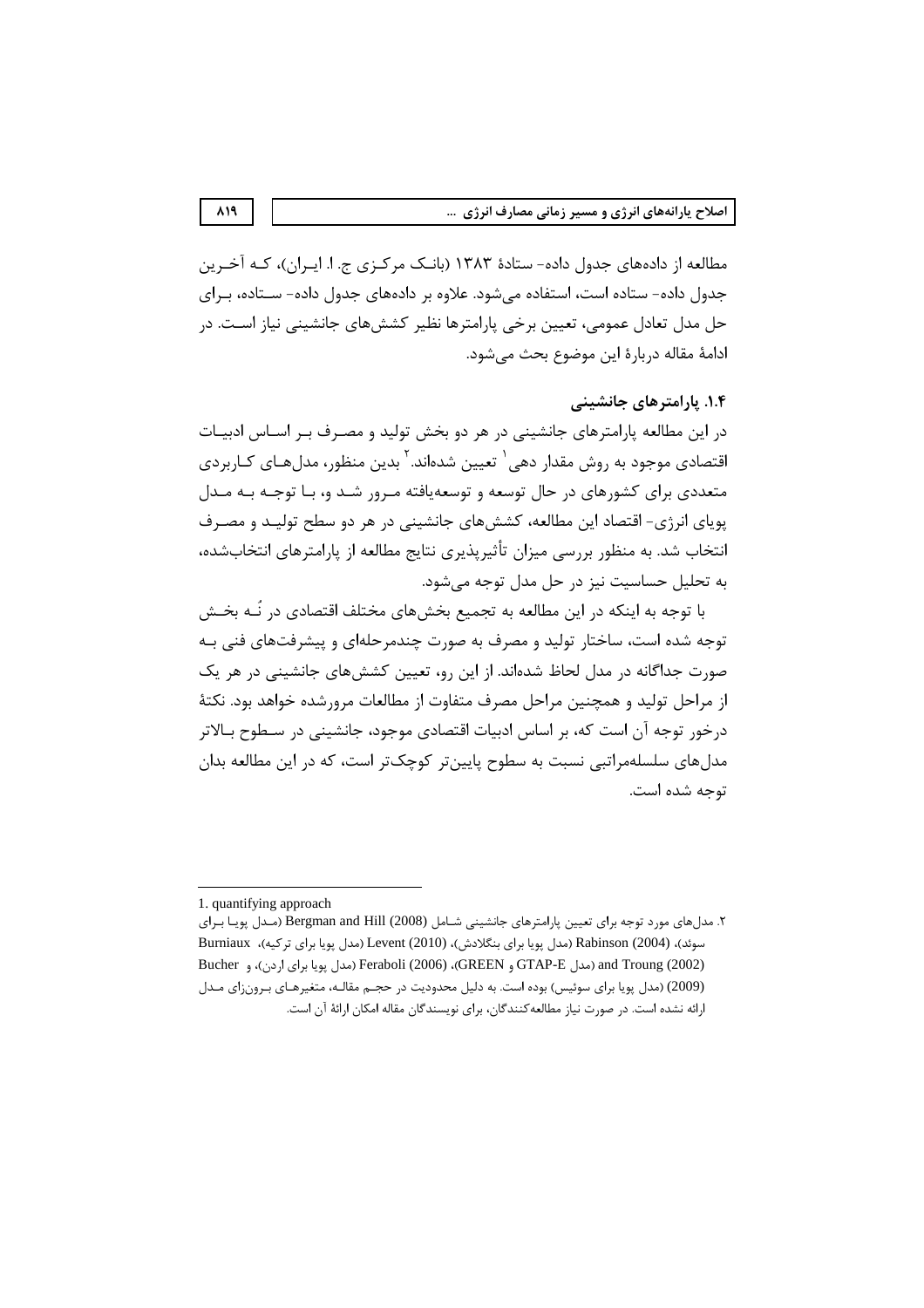مطالعه از داده‌های جدول داده- ستادهٔ ۱۳۸۳ (بانک مرکزی ج. ا. ایران)، که آخرین جدول داده- ستاده است، استفاده می‌شود. علاوه بر داده‌های جدول داده- ستاده، برای حل مدل تعادل عمومی، تعیین برخی پارامترها نظیر کشش‌های جانشینی نیاز است. در ادامهٔ مقاله دربارهٔ این موضوع بحث می‌شود.

### ۱.۴. پارامترهای جانشینی

در این مطالعه پارامترهای جانشینی در هر دو بخش تولید و مصرف بر اساس ادبیات اقتصادی موجود به روش مقدار دهی[1] تعیین شده‌اند.[2] بدین منظور، مدل‌های کاربردی متعددی برای کشورهای در حال توسعه و توسعه‌یافته مرور شد و، با توجه به مدل پویای انرژی- اقتصاد این مطالعه، کشش‌های جانشینی در هر دو سطح تولید و مصرف انتخاب شد. به منظور بررسی میزان تأثیرپذیری نتایج مطالعه از پارامترهای انتخاب‌شده، به تحلیل حساسیت نیز در حل مدل توجه می‌شود.

با توجه به اینکه در این مطالعه به تجمیع بخش‌های مختلف اقتصادی در نُه بخش توجه شده است، ساختار تولید و مصرف به صورت چندمرحله‌ای و پیشرفت‌های فنی به صورت جداگانه در مدل لحاظ شده‌اند. از این رو، تعیین کشش‌های جانشینی در هر یک از مراحل تولید و همچنین مراحل مصرف متفاوت از مطالعات مرورشده خواهد بود. نکتهٔ درخور توجه آن است که، بر اساس ادبیات اقتصادی موجود، جانشینی در سطوح بالاتر مدل‌های سلسله‌مراتبی نسبت به سطوح پایین‌تر کوچک‌تر است، که در این مطالعه بدان توجه شده است.

---

1. quantifying approach

۲. مدل‌های مورد توجه برای تعیین پارامترهای جانشینی شامل Bergman and Hill (2008) (مدل پویا برای سوئد)، Rabinson (2004) (مدل پویا برای بنگلادش)، Levent (2010) (مدل پویا برای ترکیه)، Burniaux and Troung (2002) (مدل GTAP-E و GREEN)، Feraboli (2006) (مدل پویا برای اردن)، و Bucher (2009) (مدل پویا برای سوئیس) بوده است. به دلیل محدودیت در حجم مقاله، متغیرهای برون‌زای مدل ارائه نشده است. در صورت نیاز مطالعه‌کنندگان، برای نویسندگان مقاله امکان ارائهٔ آن است.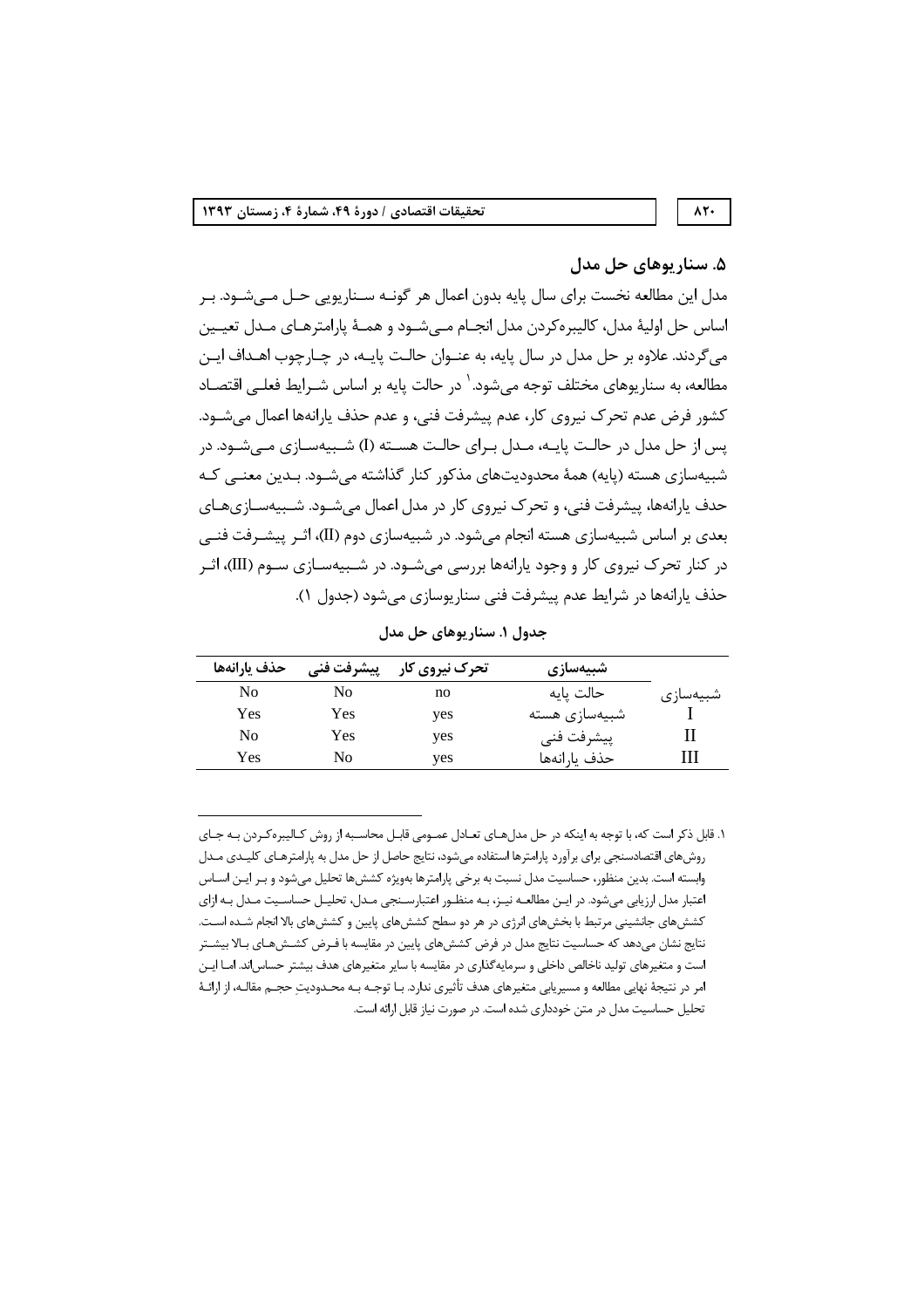## ۵. سناریوهای حل مدل

مدل این مطالعه نخست برای سال پایه بدون اعمال هر گونه سناریویی حل می‌شود. بر اساس حل اولیهٔ مدل، کالیبره‌کردن مدل انجام می‌شود و همهٔ پارامترهای مدل تعیین می‌گردند. علاوه بر حل مدل در سال پایه، به عنوان حالت پایه، در چارچوب اهداف این مطالعه، به سناریوهای مختلف توجه می‌شود.[1] در حالت پایه بر اساس شرایط فعلی اقتصاد کشور فرض عدم تحرک نیروی کار، عدم پیشرفت فنی، و عدم حذف یارانه‌ها اعمال می‌شود. پس از حل مدل در حالت پایه، مدل برای حالت هسته (I) شبیه‌سازی می‌شود. در شبیه‌سازی هسته (پایه) همهٔ محدودیت‌های مذکور کنار گذاشته می‌شود. بدین معنی که حذف یارانه‌ها، پیشرفت فنی، و تحرک نیروی کار در مدل اعمال می‌شود. شبیه‌سازی‌های بعدی بر اساس شبیه‌سازی هسته انجام می‌شود. در شبیه‌سازی دوم (II)، اثر پیشرفت فنی در کنار تحرک نیروی کار و وجود یارانه‌ها بررسی می‌شود. در شبیه‌سازی سوم (III)، اثر حذف یارانه‌ها در شرایط عدم پیشرفت فنی سناریوسازی می‌شود (جدول ۱).

**جدول ۱. سناریوهای حل مدل**

| شبیه‌سازی | شبیه‌سازی | تحرک نیروی کار | پیشرفت فنی | حذف یارانه‌ها |
|---|---|---|---|---|
| | حالت پایه | no | No | No |
| I | شبیه‌سازی هسته | yes | Yes | Yes |
| II | پیشرفت فنی | yes | Yes | No |
| III | حذف یارانه‌ها | yes | No | Yes |

---

۱. قابل ذکر است که، با توجه به اینکه در حل مدل‌های تعادل عمومی قابل محاسبه از روش کالیبره‌کردن به جای روش‌های اقتصادسنجی برای برآورد پارامترها استفاده می‌شود، نتایج حاصل از حل مدل به پارامترهای کلیدی مدل وابسته است. بدین منظور، حساسیت مدل نسبت به برخی پارامترها به‌ویژه کشش‌ها تحلیل می‌شود و بر این اساس اعتبار مدل ارزیابی می‌شود. در این مطالعه نیز، به منظور اعتبارسنجی مدل، تحلیل حساسیت مدل به ازای کشش‌های جانشینی مرتبط با بخش‌های انرژی در هر دو سطح کشش‌های پایین و کشش‌های بالا انجام شده است. نتایج نشان می‌دهد که حساسیت نتایج مدل در فرض کشش‌های پایین در مقایسه با فرض کشش‌های بالا بیشتر است و متغیرهای تولید ناخالص داخلی و سرمایه‌گذاری در مقایسه با سایر متغیرهای هدف بیشتر حساس‌اند. اما این امر در نتیجهٔ نهایی مطالعه و مسیریابی متغیرهای هدف تأثیری ندارد. با توجه به محدودیتِ حجم مقاله، از ارائهٔ تحلیل حساسیت مدل در متن خودداری شده است. در صورت نیاز قابل ارائه است.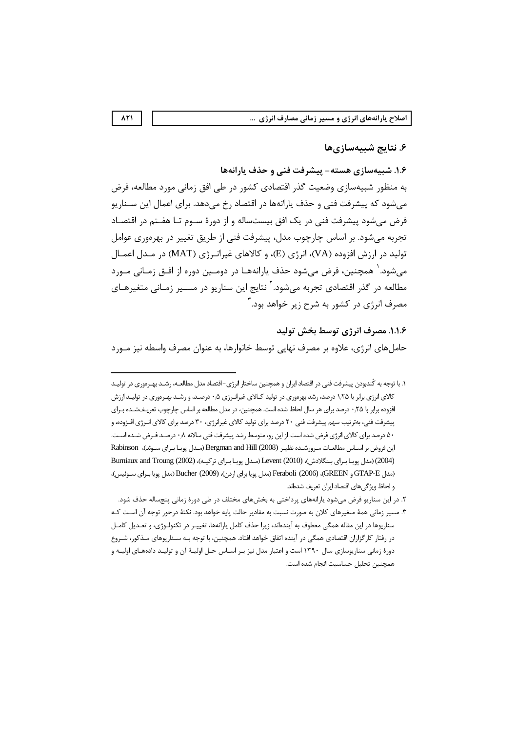## ۶. نتایج شبیه‌سازی‌ها

### ۱.۶. شبیه‌سازی هسته- پیشرفت فنی و حذف یارانه‌ها

به منظور شبیه‌سازی وضعیت گذر اقتصادی کشور در طی افق زمانی مورد مطالعه، فرض می‌شود که پیشرفت فنی و حذف یارانه‌ها در اقتصاد رخ می‌دهد. برای اعمال این سناریو فرض می‌شود پیشرفت فنی در یک افق بیست‌ساله و از دورهٔ سوم تا هفتم در اقتصاد تجربه می‌شود. بر اساس چارچوب مدل، پیشرفت فنی از طریق تغییر در بهره‌وری عوامل تولید در ارزش افزوده (VA)، انرژی (E)، و کالاهای غیرانرژی (MAT) در مدل اعمال می‌شود.[۱] همچنین، فرض می‌شود حذف یارانه‌ها در دومین دوره از افق زمانی مورد مطالعه در گذر اقتصادی تجربه می‌شود.[۲] نتایج این سناریو در مسیر زمانی متغیرهای مصرف انرژی در کشور به شرح زیر خواهد بود.[۳]

#### ۱.۱.۶. مصرف انرژی توسط بخش تولید

حامل‌های انرژی، علاوه بر مصرف نهایی توسط خانوارها، به عنوان مصرف واسطه نیز مورد

---

۱. با توجه به کُندبودن پیشرفت فنی در اقتصاد ایران و همچنین ساختار انرژی-اقتصاد مدل مطالعه، رشد بهره‌وری در تولید کالای انرژی برابر با ۱٫۲۵ درصد، رشد بهره‌وری در تولید کالای غیرانرژی ۰٫۵ درصد، و رشد بهره‌وری در تولید ارزش افزوده برابر با ۰٫۲۵ درصد برای هر سال لحاظ شده است. همچنین، در مدل مطالعه بر اساس چارچوب تعریف‌شده برای پیشرفت فنی، به‌ترتیب سهم پیشرفت فنی ۲۰ درصد برای تولید کالای غیرانرژی، ۳۰ درصد برای کالای انرژی افزوده، و ۵۰ درصد برای کالای انرژی فرض شده است. از این رو، متوسط رشد پیشرفت فنی سالانه ۰٫۸ درصد فرض شده است. این فروض بر اساس مطالعات مرورشده نظیر Bergman and Hill (2008) (مدل پویا برای سوئد)، Rabinson (2004) (مدل پویا برای بنگلادش)، Levent (2010) (مدل پویا برای ترکیه)، Burniaux and Troung (2002) (مدل GTAP-E و GREEN)، Feraboli (2006) (مدل پویا برای اردن)، Bucher (2009) (مدل پویا برای سوئیس)، و لحاظ ویژگی‌های اقتصاد ایران تعریف شده‌اند.

۲. در این سناریو فرض می‌شود یارانه‌های پرداختی به بخش‌های مختلف در طی دورهٔ زمانی پنج‌ساله حذف شود.

۳. مسیر زمانی همهٔ متغیرهای کلان به صورت نسبت به مقادیر حالت پایه خواهد بود. نکتهٔ درخور توجه آن است که سناریوها در این مقاله همگی معطوف به آینده‌اند، زیرا حذف کامل یارانه‌ها، تغییر در تکنولوژی، و تعدیل کامل در رفتار کارگزاران اقتصادی همگی در آینده اتفاق خواهد افتاد. همچنین، با توجه به سناریوهای مذکور، شروع دورهٔ زمانی سناریوسازی سال ۱۳۹۰ است و اعتبار مدل نیز بر اساس حل اولیهٔ آن و تولید داده‌های اولیه و همچنین تحلیل حساسیت انجام شده است.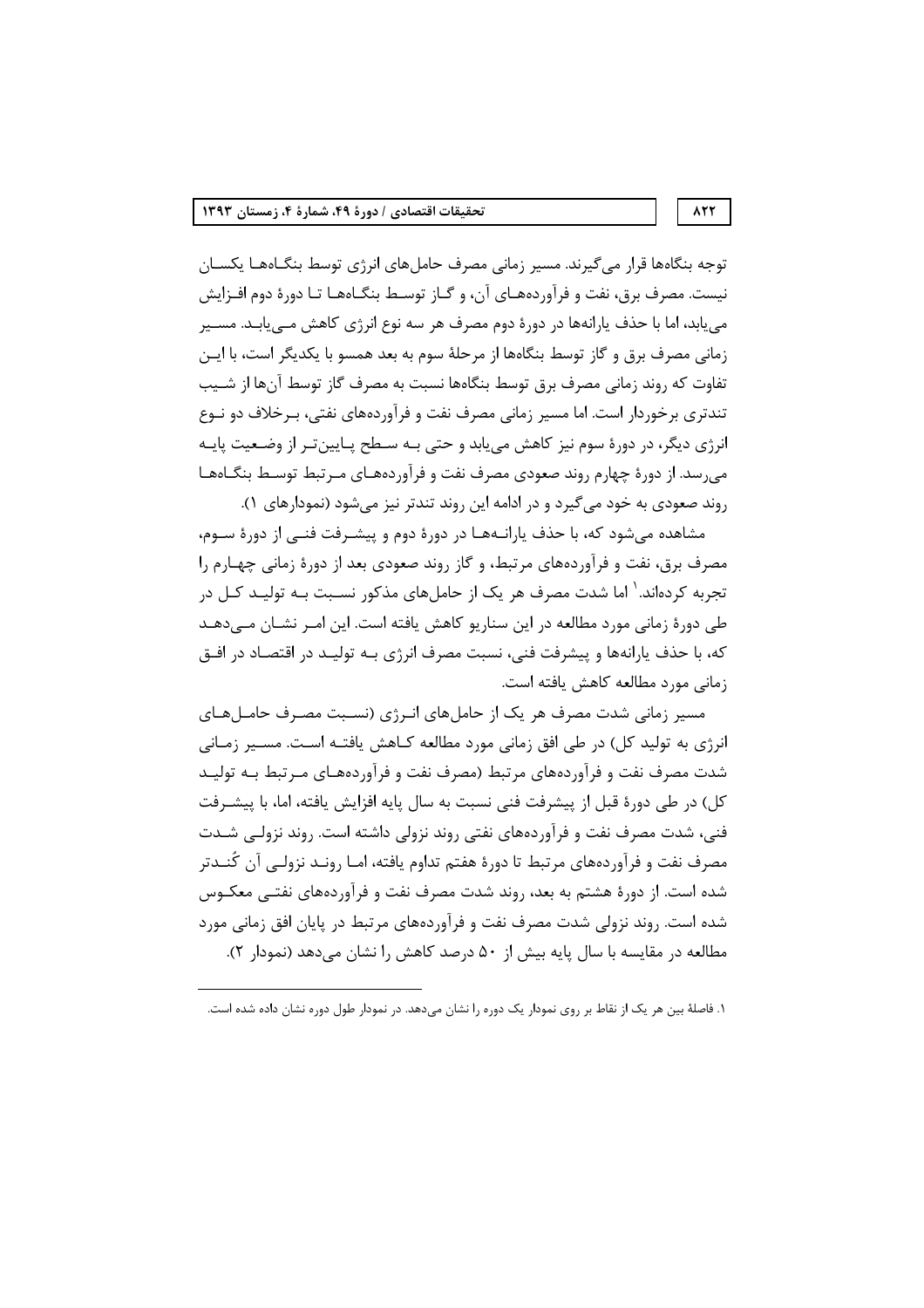توجه بنگاه‌ها قرار می‌گیرند. مسیر زمانی مصرف حامل‌های انرژی توسط بنگاه‌ها یکسان نیست. مصرف برق، نفت و فرآورده‌های آن، و گاز توسط بنگاه‌ها تا دورهٔ دوم افزایش می‌یابد، اما با حذف یارانه‌ها در دورهٔ دوم مصرف هر سه نوع انرژی کاهش می‌یابد. مسیر زمانی مصرف برق و گاز توسط بنگاه‌ها از مرحلهٔ سوم به بعد همسو با یکدیگر است، با این تفاوت که روند زمانی مصرف برق توسط بنگاه‌ها نسبت به مصرف گاز توسط آن‌ها از شیب تندتری برخوردار است. اما مسیر زمانی مصرف نفت و فرآورده‌های نفتی، برخلاف دو نوع انرژی دیگر، در دورهٔ سوم نیز کاهش می‌یابد و حتی به سطح پایین‌تر از وضعیت پایه می‌رسد. از دورهٔ چهارم روند صعودی مصرف نفت و فرآورده‌های مرتبط توسط بنگاه‌ها روند صعودی به خود می‌گیرد و در ادامه این روند تندتر نیز می‌شود (نمودارهای ۱).

مشاهده می‌شود که، با حذف یارانه‌ها در دورهٔ دوم و پیشرفت فنی از دورهٔ سوم، مصرف برق، نفت و فرآورده‌های مرتبط، و گاز روند صعودی بعد از دورهٔ زمانی چهارم را تجربه کرده‌اند.[1] اما شدت مصرف هر یک از حامل‌های مذکور نسبت به تولید کل در طی دورهٔ زمانی مورد مطالعه در این سناریو کاهش یافته است. این امر نشان می‌دهد که، با حذف یارانه‌ها و پیشرفت فنی، نسبت مصرف انرژی به تولید در اقتصاد در افق زمانی مورد مطالعه کاهش یافته است.

مسیر زمانی شدت مصرف هر یک از حامل‌های انرژی (نسبت مصرف حامل‌های انرژی به تولید کل) در طی افق زمانی مورد مطالعه کاهش یافته است. مسیر زمانی شدت مصرف نفت و فرآورده‌های مرتبط (مصرف نفت و فرآورده‌های مرتبط به تولید کل) در طی دورهٔ قبل از پیشرفت فنی نسبت به سال پایه افزایش یافته، اما، با پیشرفت فنی، شدت مصرف نفت و فرآورده‌های نفتی روند نزولی داشته است. روند نزولی شدت مصرف نفت و فرآورده‌های مرتبط تا دورهٔ هفتم تداوم یافته، اما روند نزولی آن کُندتر شده است. از دورهٔ هشتم به بعد، روند شدت مصرف نفت و فرآورده‌های نفتی معکوس شده است. روند نزولی شدت مصرف نفت و فرآورده‌های مرتبط در پایان افق زمانی مورد مطالعه در مقایسه با سال پایه بیش از ۵۰ درصد کاهش را نشان می‌دهد (نمودار ۲).

---

[1] فاصلهٔ بین هر یک از نقاط بر روی نمودار یک دوره را نشان می‌دهد. در نمودار طول دوره نشان داده شده است.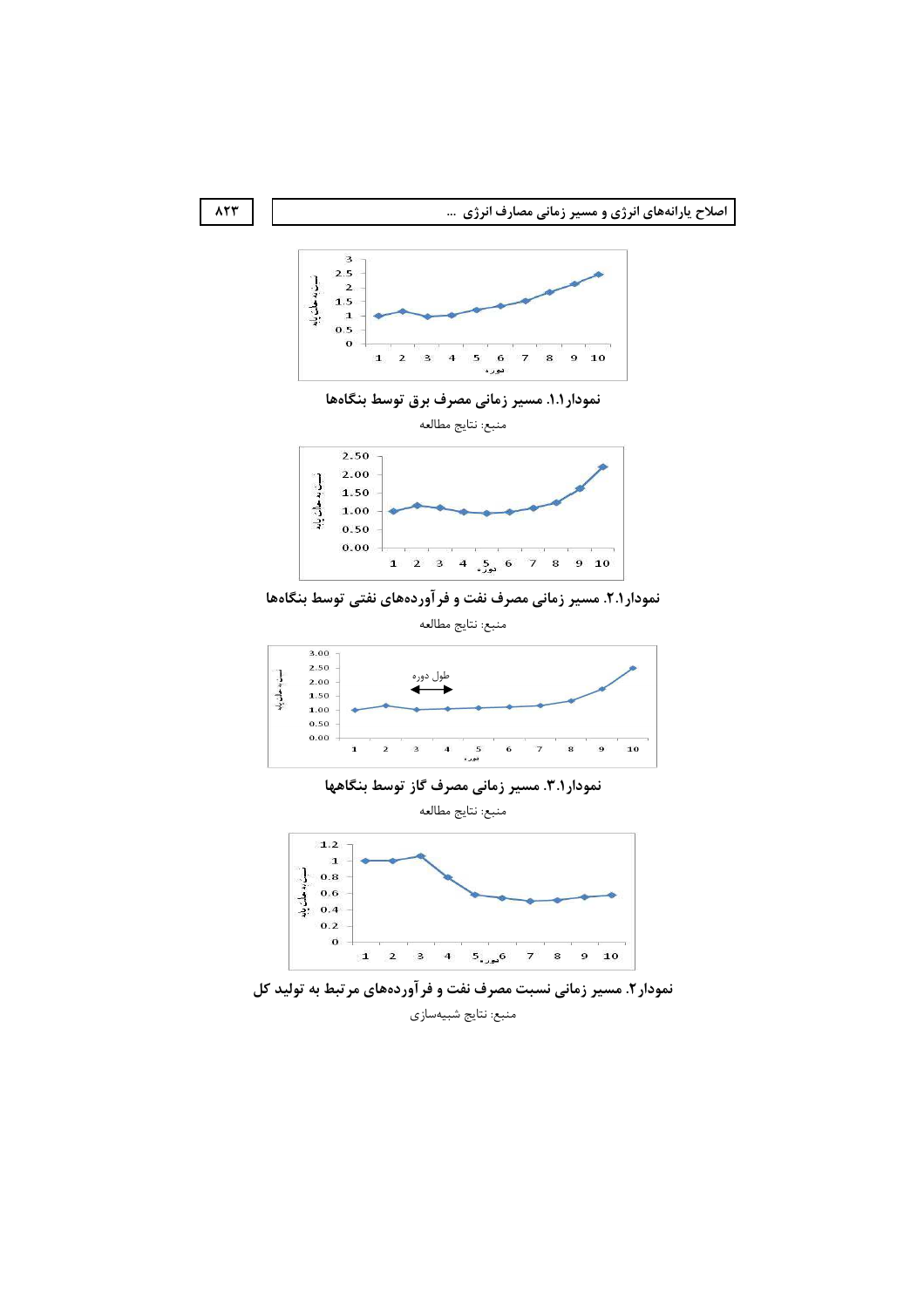نمودار۱.۱. مسیر زمانی مصرف برق توسط بنگاه‌ها

منبع: نتایج مطالعه

نمودار۱.۲. مسیر زمانی مصرف نفت و فرآورده‌های نفتی توسط بنگاه‌ها

منبع: نتایج مطالعه

نمودار۱.۳. مسیر زمانی مصرف گاز توسط بنگاهها

منبع: نتایج مطالعه

نمودار۲. مسیر زمانی نسبت مصرف نفت و فرآورده‌های مرتبط به تولید کل

منبع: نتایج شبیه‌سازی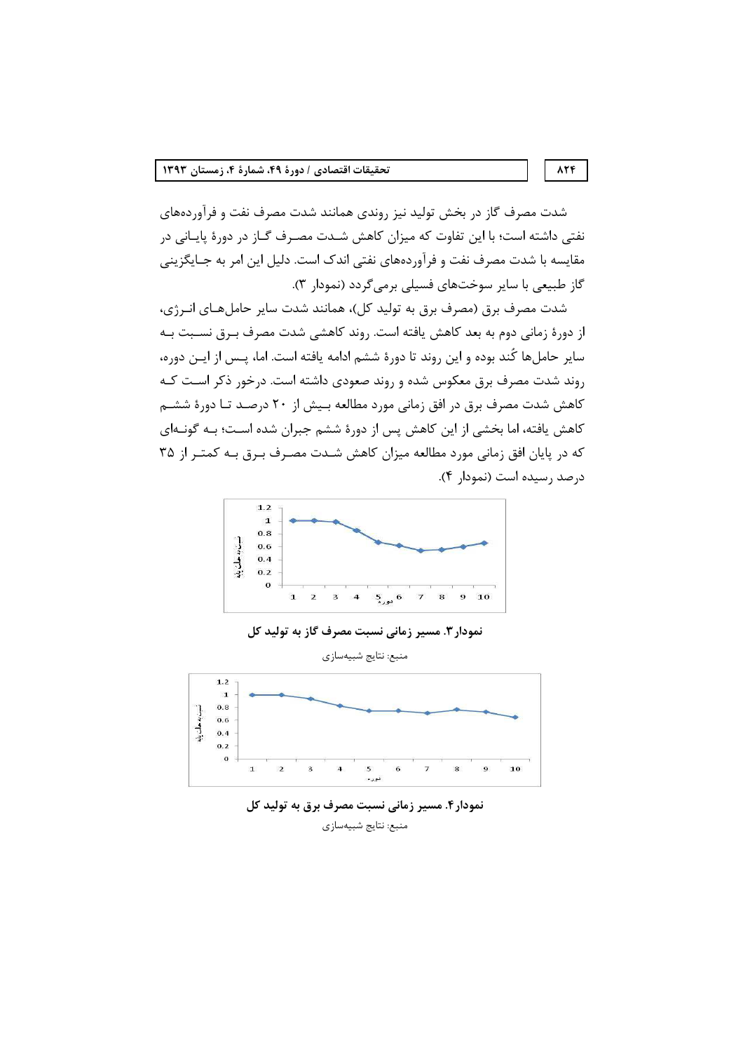شدت مصرف گاز در بخش تولید نیز روندی همانند شدت مصرف نفت و فرآورده‌های نفتی داشته است؛ با این تفاوت که میزان کاهش شدت مصرف گاز در دورهٔ پایانی در مقایسه با شدت مصرف نفت و فرآورده‌های نفتی اندک است. دلیل این امر به جایگزینی گاز طبیعی با سایر سوخت‌های فسیلی برمی‌گردد (نمودار ۳).

شدت مصرف برق (مصرف برق به تولید کل)، همانند شدت سایر حامل‌های انرژی، از دورهٔ زمانی دوم به بعد کاهش یافته است. روند کاهشی شدت مصرف برق نسبت به سایر حامل‌ها کُند بوده و این روند تا دورهٔ ششم ادامه یافته است. اما، پس از این دوره، روند شدت مصرف برق معکوس شده و روند صعودی داشته است. درخور ذکر است که کاهش شدت مصرف برق در افق زمانی مورد مطالعه بیش از ۲۰ درصد تا دورهٔ ششم کاهش یافته، اما بخشی از این کاهش پس از دورهٔ ششم جبران شده است؛ به گونه‌ای که در پایان افق زمانی مورد مطالعه میزان کاهش شدت مصرف برق به کمتر از ۳۵ درصد رسیده است (نمودار ۴).

**نمودار ۳. مسیر زمانی نسبت مصرف گاز به تولید کل**

منبع: نتایج شبیه‌سازی

**نمودار ۴. مسیر زمانی نسبت مصرف برق به تولید کل**

منبع: نتایج شبیه‌سازی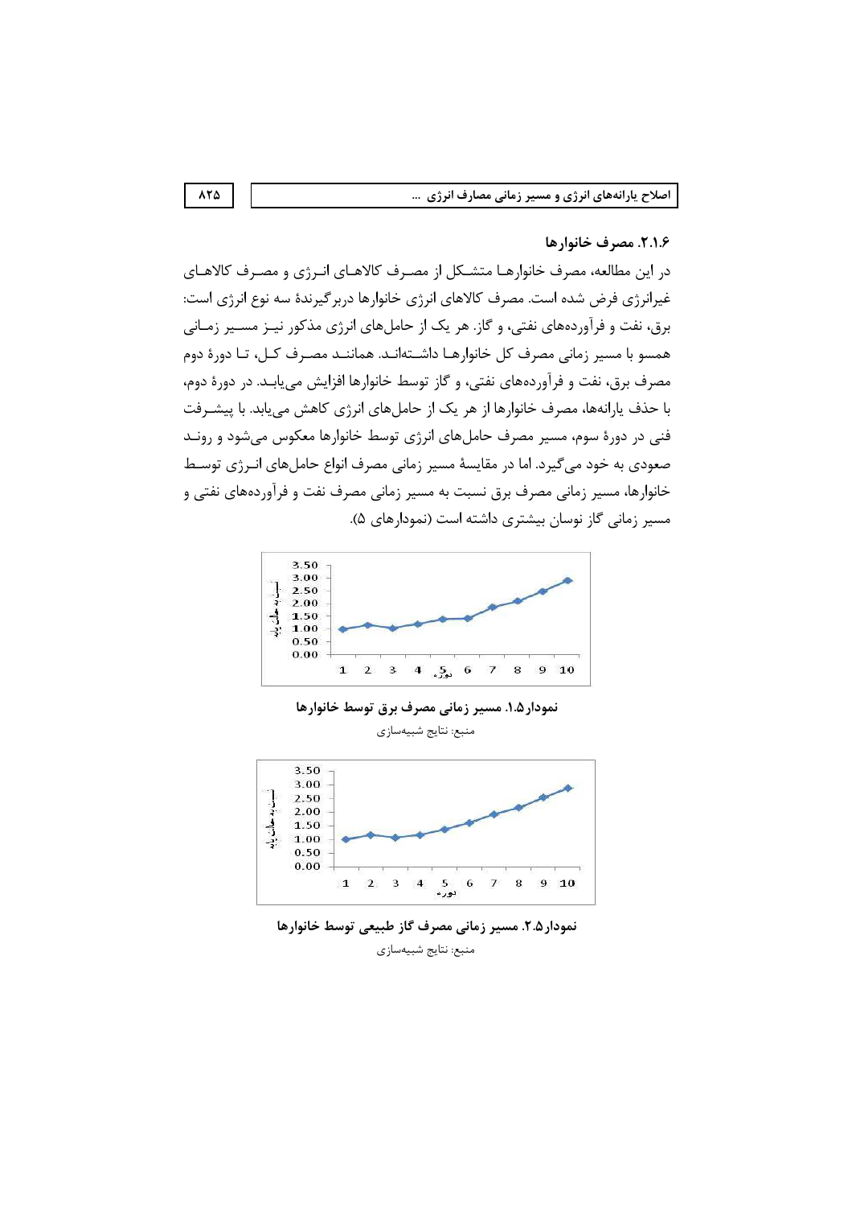### ۲.۱.۶. مصرف خانوارها

در این مطالعه، مصرف خانوارها متشکل از مصرف کالاهای انرژی و مصرف کالاهای غیرانرژی فرض شده است. مصرف کالاهای انرژی خانوارها دربرگیرندهٔ سه نوع انرژی است: برق، نفت و فرآورده‌های نفتی، و گاز. هر یک از حامل‌های انرژی مذکور نیز مسیر زمانی همسو با مسیر زمانی مصرف کل خانوارها داشته‌اند. همانند مصرف کل، تا دورهٔ دوم مصرف برق، نفت و فرآورده‌های نفتی، و گاز توسط خانوارها افزایش می‌یابد. در دورهٔ دوم، با حذف یارانه‌ها، مصرف خانوارها از هر یک از حامل‌های انرژی کاهش می‌یابد. با پیشرفت فنی در دورهٔ سوم، مسیر مصرف حامل‌های انرژی توسط خانوارها معکوس می‌شود و روند صعودی به خود می‌گیرد. اما در مقایسهٔ مسیر زمانی مصرف انواع حامل‌های انرژی توسط خانوارها، مسیر زمانی مصرف برق نسبت به مسیر زمانی مصرف نفت و فرآورده‌های نفتی و مسیر زمانی گاز نوسان بیشتری داشته است (نمودارهای ۵).

نمودار۱.۵. مسیر زمانی مصرف برق توسط خانوارها

منبع: نتایج شبیه‌سازی

نمودار۲.۵. مسیر زمانی مصرف گاز طبیعی توسط خانوارها

منبع: نتایج شبیه‌سازی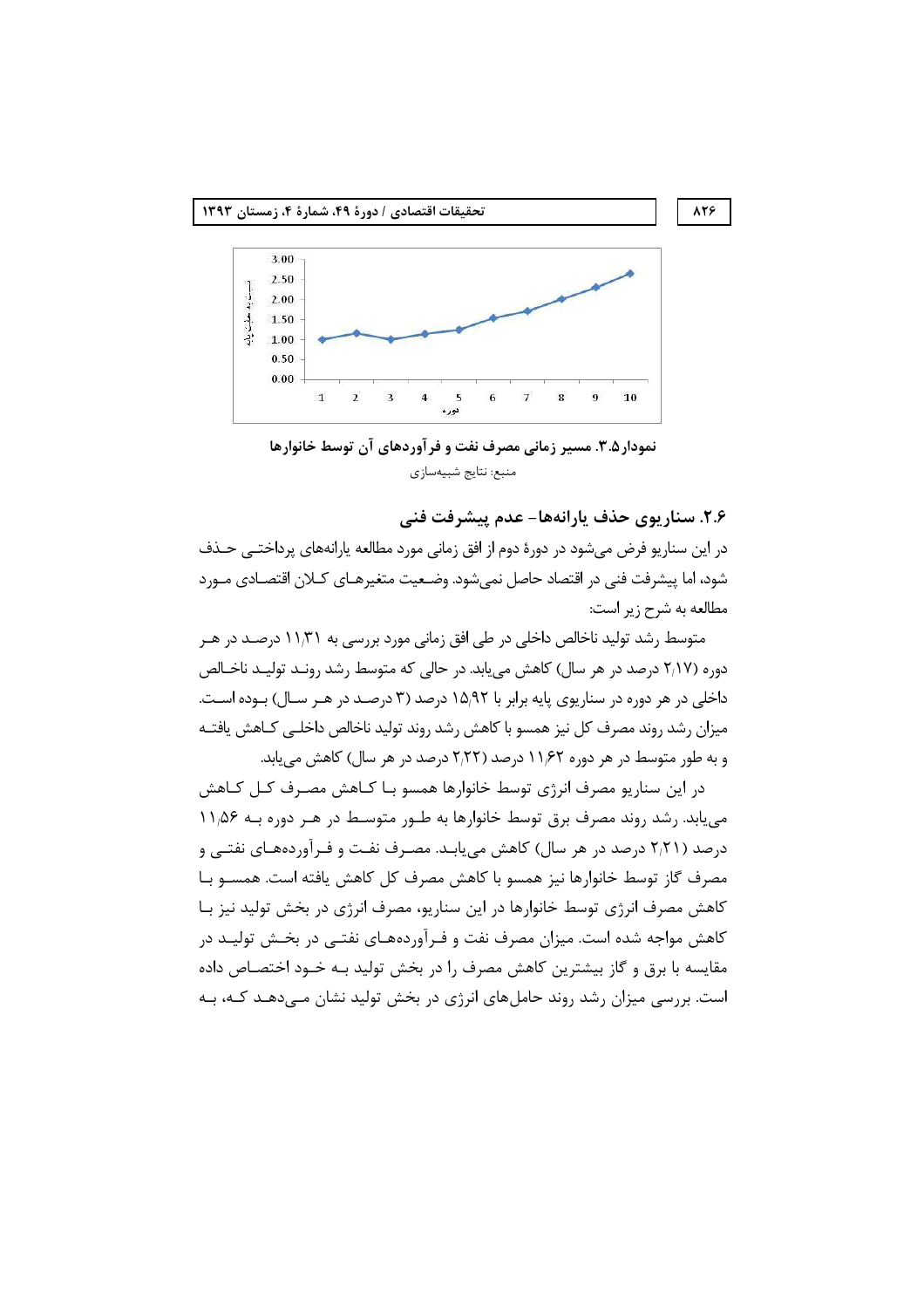نمودار۵.۳. مسیر زمانی مصرف نفت و فرآوردهای آن توسط خانوارها

منبع: نتایج شبیه‌سازی

### ۲.۶. سناریوی حذف یارانه‌ها- عدم پیشرفت فنی

در این سناریو فرض می‌شود در دورۀ دوم از افق زمانی مورد مطالعه یارانه‌های پرداختی حذف شود، اما پیشرفت فنی در اقتصاد حاصل نمی‌شود. وضعیت متغیرهای کلان اقتصادی مورد مطالعه به شرح زیر است:

متوسط رشد تولید ناخالص داخلی در طی افق زمانی مورد بررسی به ۱۱٫۳۱ درصد در هر دوره (۲٫۱۷ درصد در هر سال) کاهش می‌یابد. در حالی که متوسط رشد روند تولید ناخالص داخلی در هر دوره در سناریوی پایه برابر با ۱۵٫۹۲ درصد (۳ درصد در هر سال) بوده است. میزان رشد روند مصرف کل نیز همسو با کاهش رشد روند تولید ناخالص داخلی کاهش یافته و به طور متوسط در هر دوره ۱۱٫۶۲ درصد (۲٫۲۲ درصد در هر سال) کاهش می‌یابد.

در این سناریو مصرف انرژی توسط خانوارها همسو با کاهش مصرف کل کاهش می‌یابد. رشد روند مصرف برق توسط خانوارها به طور متوسط در هر دوره به ۱۱٫۵۶ درصد (۲٫۲۱ درصد در هر سال) کاهش می‌یابد. مصرف نفت و فرآورده‌های نفتی و مصرف گاز توسط خانوارها نیز همسو با کاهش مصرف کل کاهش یافته است. همسو با کاهش مصرف انرژی توسط خانوارها در این سناریو، مصرف انرژی در بخش تولید نیز با کاهش مواجه شده است. میزان مصرف نفت و فرآورده‌های نفتی در بخش تولید در مقایسه با برق و گاز بیشترین کاهش مصرف را در بخش تولید به خود اختصاص داده است. بررسی میزان رشد روند حامل‌های انرژی در بخش تولید نشان می‌دهد که، به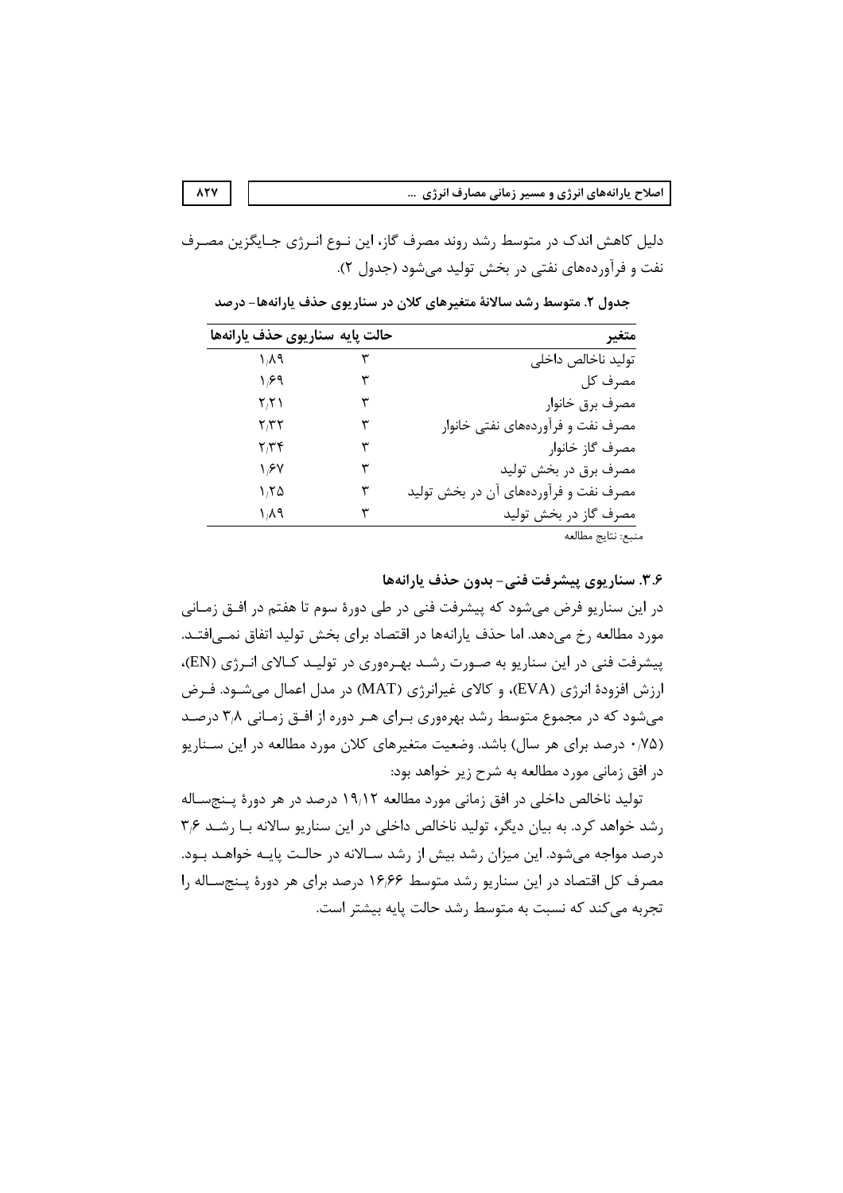دلیل کاهش اندک در متوسط رشد روند مصرف گاز، این نـوع انـرژی جـایگزین مصـرف نفت و فرآورده‌های نفتی در بخش تولید می‌شود (جدول ۲).

**جدول ۲. متوسط رشد سالانهٔ متغیرهای کلان در سناریوی حذف یارانه‌ها- درصد**

| متغیر | حالت پایه | سناریوی حذف یارانه‌ها |
|---|---|---|
| تولید ناخالص داخلی | ۳ | ۱٫۸۹ |
| مصرف کل | ۳ | ۱٫۶۹ |
| مصرف برق خانوار | ۳ | ۲٫۲۱ |
| مصرف نفت و فرآورده‌های نفتی خانوار | ۳ | ۲٫۳۲ |
| مصرف گاز خانوار | ۳ | ۲٫۳۴ |
| مصرف برق در بخش تولید | ۳ | ۱٫۶۷ |
| مصرف نفت و فرآورده‌های آن در بخش تولید | ۳ | ۱٫۲۵ |
| مصرف گاز در بخش تولید | ۳ | ۱٫۸۹ |

منبع: نتایج مطالعه

### ۳.۶. سناریوی پیشرفت فنی- بدون حذف یارانه‌ها

در این سناریو فرض می‌شود که پیشرفت فنی در طی دورهٔ سوم تا هفتم در افـق زمـانی مورد مطالعه رخ می‌دهد. اما حذف یارانه‌ها در اقتصاد برای بخش تولید اتفاق نمـی‌افتـد. پیشرفت فنی در این سناریو به صـورت رشـد بهـره‌وری در تولیـد کـالای انـرژی (EN)، ارزش افزودهٔ انرژی (EVA)، و کالای غیرانرژی (MAT) در مدل اعمال می‌شـود. فـرض می‌شود که در مجموع متوسط رشد بهره‌وری بـرای هـر دوره از افـق زمـانی ۳٫۸ درصـد (۰٫۷۵ درصد برای هر سال) باشد. وضعیت متغیرهای کلان مورد مطالعه در این سـناریو در افق زمانی مورد مطالعه به شرح زیر خواهد بود:

تولید ناخالص داخلی در افق زمانی مورد مطالعه ۱۹٫۱۲ درصد در هر دورهٔ پـنجسـاله رشد خواهد کرد. به بیان دیگر، تولید ناخالص داخلی در این سناریو سالانه بـا رشـد ۳٫۶ درصد مواجه می‌شود. این میزان رشد بیش از رشد سـالانه در حالـت پایـه خواهـد بـود. مصرف کل اقتصاد در این سناریو رشد متوسط ۱۶٫۶۶ درصد برای هر دورهٔ پـنجسـاله را تجربه می‌کند که نسبت به متوسط رشد حالت پایه بیشتر است.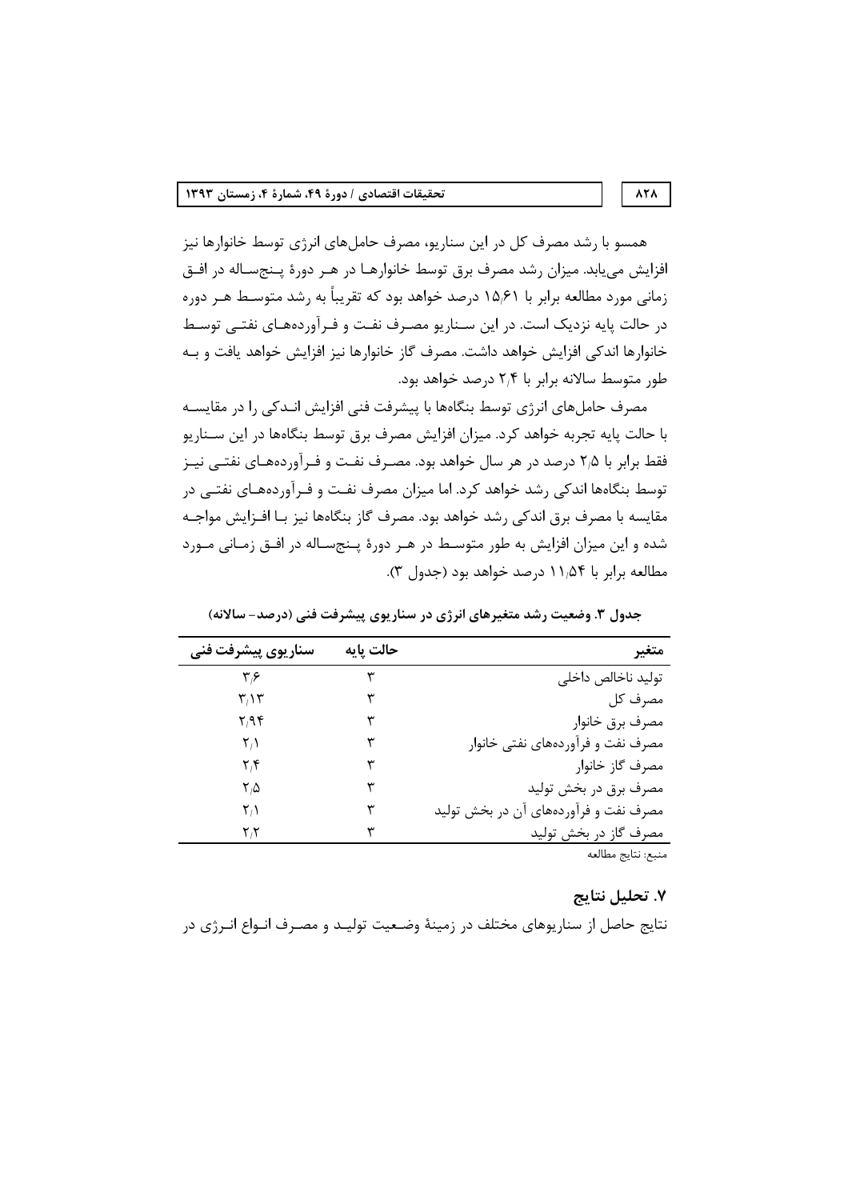همسو با رشد مصرف کل در این سناریو، مصرف حامل‌های انرژی توسط خانوارها نیز افزایش می‌یابد. میزان رشد مصرف برق توسط خانوارها در هر دورهٔ پنجساله در افق زمانی مورد مطالعه برابر با ۱۵/۶۱ درصد خواهد بود که تقریباً به رشد متوسط هر دوره در حالت پایه نزدیک است. در این سناریو مصرف نفت و فرآورده‌های نفتی توسط خانوارها اندکی افزایش خواهد داشت. مصرف گاز خانوارها نیز افزایش خواهد یافت و به طور متوسط سالانه برابر با ۲/۴ درصد خواهد بود.

مصرف حامل‌های انرژی توسط بنگاه‌ها با پیشرفت فنی افزایش اندکی را در مقایسه با حالت پایه تجربه خواهد کرد. میزان افزایش مصرف برق توسط بنگاه‌ها در این سناریو فقط برابر با ۲/۵ درصد در هر سال خواهد بود. مصرف نفت و فرآورده‌های نفتی نیز توسط بنگاه‌ها اندکی رشد خواهد کرد. اما میزان مصرف نفت و فرآورده‌های نفتی در مقایسه با مصرف برق اندکی رشد خواهد بود. مصرف گاز بنگاه‌ها نیز با افزایش مواجه شده و این میزان افزایش به طور متوسط در هر دورهٔ پنجساله در افق زمانی مورد مطالعه برابر با ۱۱/۵۴ درصد خواهد بود (جدول ۳).

**جدول ۳. وضعیت رشد متغیرهای انرژی در سناریوی پیشرفت فنی (درصد- سالانه)**

| متغیر | حالت پایه | سناریوی پیشرفت فنی |
|---|---|---|
| تولید ناخالص داخلی | ۳ | ۳/۶ |
| مصرف کل | ۳ | ۳/۱۳ |
| مصرف برق خانوار | ۳ | ۲/۹۴ |
| مصرف نفت و فرآورده‌های نفتی خانوار | ۳ | ۲/۱ |
| مصرف گاز خانوار | ۳ | ۲/۴ |
| مصرف برق در بخش تولید | ۳ | ۲/۵ |
| مصرف نفت و فرآورده‌های آن در بخش تولید | ۳ | ۲/۱ |
| مصرف گاز در بخش تولید | ۳ | ۲/۲ |

منبع: نتایج مطالعه

## ۷. تحلیل نتایج

نتایج حاصل از سناریوهای مختلف در زمینهٔ وضعیت تولید و مصرف انواع انرژی در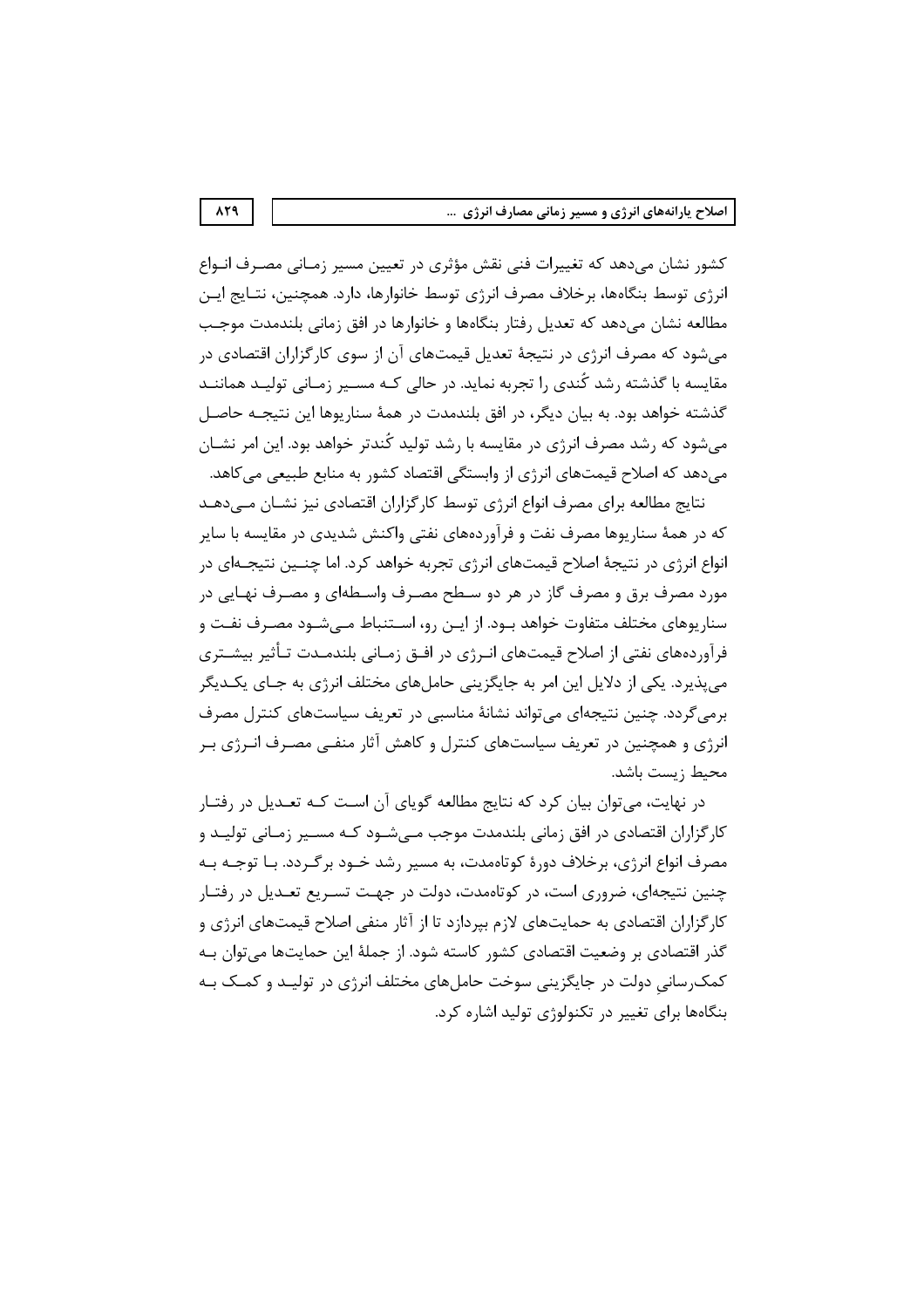کشور نشان می‌دهد که تغییرات فنی نقش مؤثری در تعیین مسیر زمانی مصرف انواع انرژی توسط بنگاه‌ها، برخلاف مصرف انرژی توسط خانوارها، دارد. همچنین، نتایج این مطالعه نشان می‌دهد که تعدیل رفتار بنگاه‌ها و خانوارها در افق زمانی بلندمدت موجب می‌شود که مصرف انرژی در نتیجهٔ تعدیل قیمت‌های آن از سوی کارگزاران اقتصادی در مقایسه با گذشته رشد کُندی را تجربه نماید. در حالی که مسیر زمانی تولید همانند گذشته خواهد بود. به بیان دیگر، در افق بلندمدت در همهٔ سناریوها این نتیجه حاصل می‌شود که رشد مصرف انرژی در مقایسه با رشد تولید کُندتر خواهد بود. این امر نشان می‌دهد که اصلاح قیمت‌های انرژی از وابستگی اقتصاد کشور به منابع طبیعی می‌کاهد.

نتایج مطالعه برای مصرف انواع انرژی توسط کارگزاران اقتصادی نیز نشان می‌دهد که در همهٔ سناریوها مصرف نفت و فرآورده‌های نفتی واکنش شدیدی در مقایسه با سایر انواع انرژی در نتیجهٔ اصلاح قیمت‌های انرژی تجربه خواهد کرد. اما چنین نتیجه‌ای در مورد مصرف برق و مصرف گاز در هر دو سطح مصرف واسطه‌ای و مصرف نهایی در سناریوهای مختلف متفاوت خواهد بود. از این رو، استنباط می‌شود مصرف نفت و فرآورده‌های نفتی از اصلاح قیمت‌های انرژی در افق زمانی بلندمدت تأثیر بیشتری می‌پذیرد. یکی از دلایل این امر به جایگزینی حامل‌های مختلف انرژی به جای یکدیگر برمی‌گردد. چنین نتیجه‌ای می‌تواند نشانهٔ مناسبی در تعریف سیاست‌های کنترل مصرف انرژی و همچنین در تعریف سیاست‌های کنترل و کاهش آثار منفی مصرف انرژی بر محیط زیست باشد.

در نهایت، می‌توان بیان کرد که نتایج مطالعه گویای آن است که تعدیل در رفتار کارگزاران اقتصادی در افق زمانی بلندمدت موجب می‌شود که مسیر زمانی تولید و مصرف انواع انرژی، برخلاف دورهٔ کوتاه‌مدت، به مسیر رشد خود برگردد. با توجه به چنین نتیجه‌ای، ضروری است، در کوتاه‌مدت، دولت در جهت تسریع تعدیل در رفتار کارگزاران اقتصادی به حمایت‌های لازم بپردازد تا از آثار منفی اصلاح قیمت‌های انرژی و گذر اقتصادی بر وضعیت اقتصادی کشور کاسته شود. از جملهٔ این حمایت‌ها می‌توان به کمک‌رسانیِ دولت در جایگزینی سوخت حامل‌های مختلف انرژی در تولید و کمک به بنگاه‌ها برای تغییر در تکنولوژی تولید اشاره کرد.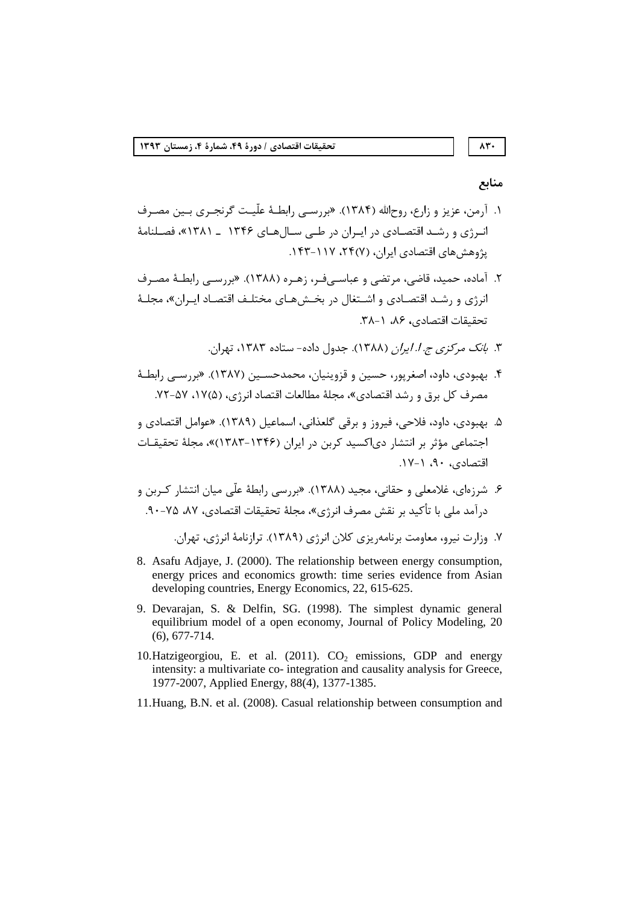## منابع

۱. آرمن، عزیز و زارع، روح‌الله (۱۳۸۴). «بررسی رابطهٔ علّیت گرنجری بین مصرف انـرژی و رشـد اقتصـادی در ایـران در طـی سـال‌های ۱۳۴۶ ـ ۱۳۸۱»، فصـلنامهٔ پژوهش‌های اقتصادی ایران، ۲۴(۷)، ۱۱۷-۱۴۳.

۲. آماده، حمید، قاضی، مرتضی و عباسی‌فر، زهـره (۱۳۸۸). «بررسـی رابطـهٔ مصـرف انرژی و رشـد اقتصـادی و اشـتغال در بخـش‌هـای مختلـف اقتصـاد ایـران»، مجلـهٔ تحقیقات اقتصادی، ۸۶، ۱-۳۸.

۳. *بانک مرکزی ج.ا.ایران* (۱۳۸۸). جدول داده- ستاده ۱۳۸۳، تهران.

۴. بهبودی، داود، اصغرپور، حسین و قزوینیان، محمدحسـین (۱۳۸۷). «بررسـی رابطـهٔ مصرف کل برق و رشد اقتصادی»، مجلهٔ مطالعات اقتصاد انرژی، (۵)۱۷، ۵۷-۷۲.

۵. بهبودی، داود، فلاحی، فیروز و برقی گلعذانی، اسماعیل (۱۳۸۹). «عوامل اقتصادی و اجتماعی مؤثر بر انتشار دی‌اکسید کربن در ایران (۱۳۴۶-۱۳۸۳)»، مجلهٔ تحقیقـات اقتصادی، ۹۰، ۱-۱۷.

۶. شرزه‌ای، غلامعلی و حقانی، مجید (۱۳۸۸). «بررسی رابطهٔ علّی میان انتشار کـربن و درآمد ملی با تأکید بر نقش مصرف انرژی»، مجلهٔ تحقیقات اقتصادی، ۸۷، ۷۵-۹۰.

۷. وزارت نیرو، معاونت برنامه‌ریزی کلان انرژی (۱۳۸۹). ترازنامهٔ انرژی، تهران.

8. Asafu Adjaye, J. (2000). The relationship between energy consumption, energy prices and economics growth: time series evidence from Asian developing countries, Energy Economics, 22, 615-625.

9. Devarajan, S. & Delfin, SG. (1998). The simplest dynamic general equilibrium model of a open economy, Journal of Policy Modeling, 20 (6), 677-714.

10. Hatzigeorgiou, E. et al. (2011). $CO_2$ emissions, GDP and energy intensity: a multivariate co- integration and causality analysis for Greece, 1977-2007, Applied Energy, 88(4), 1377-1385.

11. Huang, B.N. et al. (2008). Casual relationship between consumption and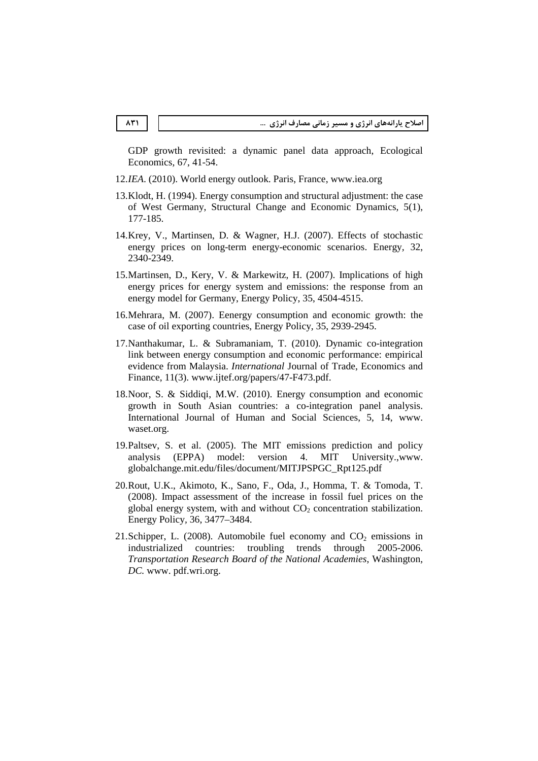GDP growth revisited: a dynamic panel data approach, Ecological Economics, 67, 41-54.

12. *IEA*. (2010). World energy outlook. Paris, France, www.iea.org

13. Klodt, H. (1994). Energy consumption and structural adjustment: the case of West Germany, Structural Change and Economic Dynamics, 5(1), 177-185.

14. Krey, V., Martinsen, D. & Wagner, H.J. (2007). Effects of stochastic energy prices on long-term energy-economic scenarios. Energy, 32, 2340-2349.

15. Martinsen, D., Kery, V. & Markewitz, H. (2007). Implications of high energy prices for energy system and emissions: the response from an energy model for Germany, Energy Policy, 35, 4504-4515.

16. Mehrara, M. (2007). Eenergy consumption and economic growth: the case of oil exporting countries, Energy Policy, 35, 2939-2945.

17. Nanthakumar, L. & Subramaniam, T. (2010). Dynamic co-integration link between energy consumption and economic performance: empirical evidence from Malaysia. *International* Journal of Trade, Economics and Finance, 11(3). www.ijtef.org/papers/47-F473.pdf.

18. Noor, S. & Siddiqi, M.W. (2010). Energy consumption and economic growth in South Asian countries: a co-integration panel analysis. International Journal of Human and Social Sciences, 5, 14, www. waset.org.

19. Paltsev, S. et al. (2005). The MIT emissions prediction and policy analysis (EPPA) model: version 4. MIT University.,www. globalchange.mit.edu/files/document/MITJPSPGC_Rpt125.pdf

20. Rout, U.K., Akimoto, K., Sano, F., Oda, J., Homma, T. & Tomoda, T. (2008). Impact assessment of the increase in fossil fuel prices on the global energy system, with and without $CO_2$ concentration stabilization. Energy Policy, 36, 3477–3484.

21. Schipper, L. (2008). Automobile fuel economy and $CO_2$ emissions in industrialized countries: troubling trends through 2005-2006. *Transportation Research Board of the National Academies*, Washington, *DC.* www. pdf.wri.org.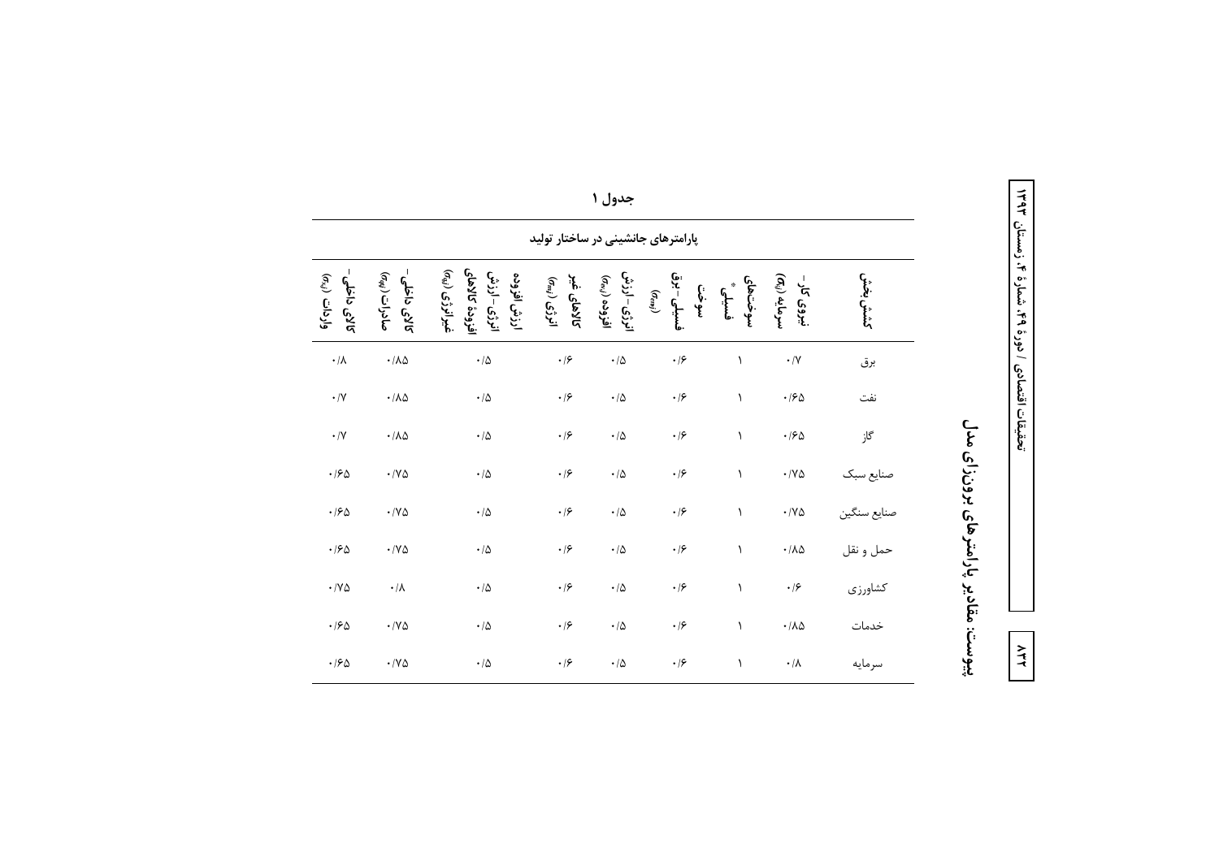## پیوست: مقادیر پارامترهای برونزای مدل

جدول ۱

پارامترهای جانشینی در ساختار تولید

| کشش بخش | نیروی کار- سرمایه ($\alpha_{qi}$) | سوخت‌های فسیلی* | سوخت فسیلی- برق ($\sigma_{ERi}$) | انرژی- ارزش افزوده ($\sigma_{evi}$) | کالاهای غیر انرژی ($\sigma_{nei}$) | ارزش افزوده انرژی- ارزش افزوده کالاهای غیرانرژی ($\sigma_{ei}$) | کالای داخلی- صادرات ($\sigma_{dei}$) | کالای داخلی- واردات ($\sigma_{ri}$) |
|---|---|---|---|---|---|---|---|---|
| برق | ۰/۷ | ۱ | ۰/۶ | ۰/۵ | ۰/۶ | ۰/۵ | ۰/۸۵ | ۰/۸ |
| نفت | ۰/۶۵ | ۱ | ۰/۶ | ۰/۵ | ۰/۶ | ۰/۵ | ۰/۸۵ | ۰/۷ |
| گاز | ۰/۶۵ | ۱ | ۰/۶ | ۰/۵ | ۰/۶ | ۰/۵ | ۰/۸۵ | ۰/۷ |
| صنایع سبک | ۰/۷۵ | ۱ | ۰/۶ | ۰/۵ | ۰/۶ | ۰/۵ | ۰/۷۵ | ۰/۶۵ |
| صنایع سنگین | ۰/۷۵ | ۱ | ۰/۶ | ۰/۵ | ۰/۶ | ۰/۵ | ۰/۷۵ | ۰/۶۵ |
| حمل و نقل | ۰/۸۵ | ۱ | ۰/۶ | ۰/۵ | ۰/۶ | ۰/۵ | ۰/۷۵ | ۰/۶۵ |
| کشاورزی | ۰/۶ | ۱ | ۰/۶ | ۰/۵ | ۰/۶ | ۰/۵ | ۰/۸ | ۰/۷۵ |
| خدمات | ۰/۸۵ | ۱ | ۰/۶ | ۰/۵ | ۰/۶ | ۰/۵ | ۰/۷۵ | ۰/۶۵ |
| سرمایه | ۰/۸ | ۱ | ۰/۶ | ۰/۵ | ۰/۶ | ۰/۵ | ۰/۷۵ | ۰/۶۵ |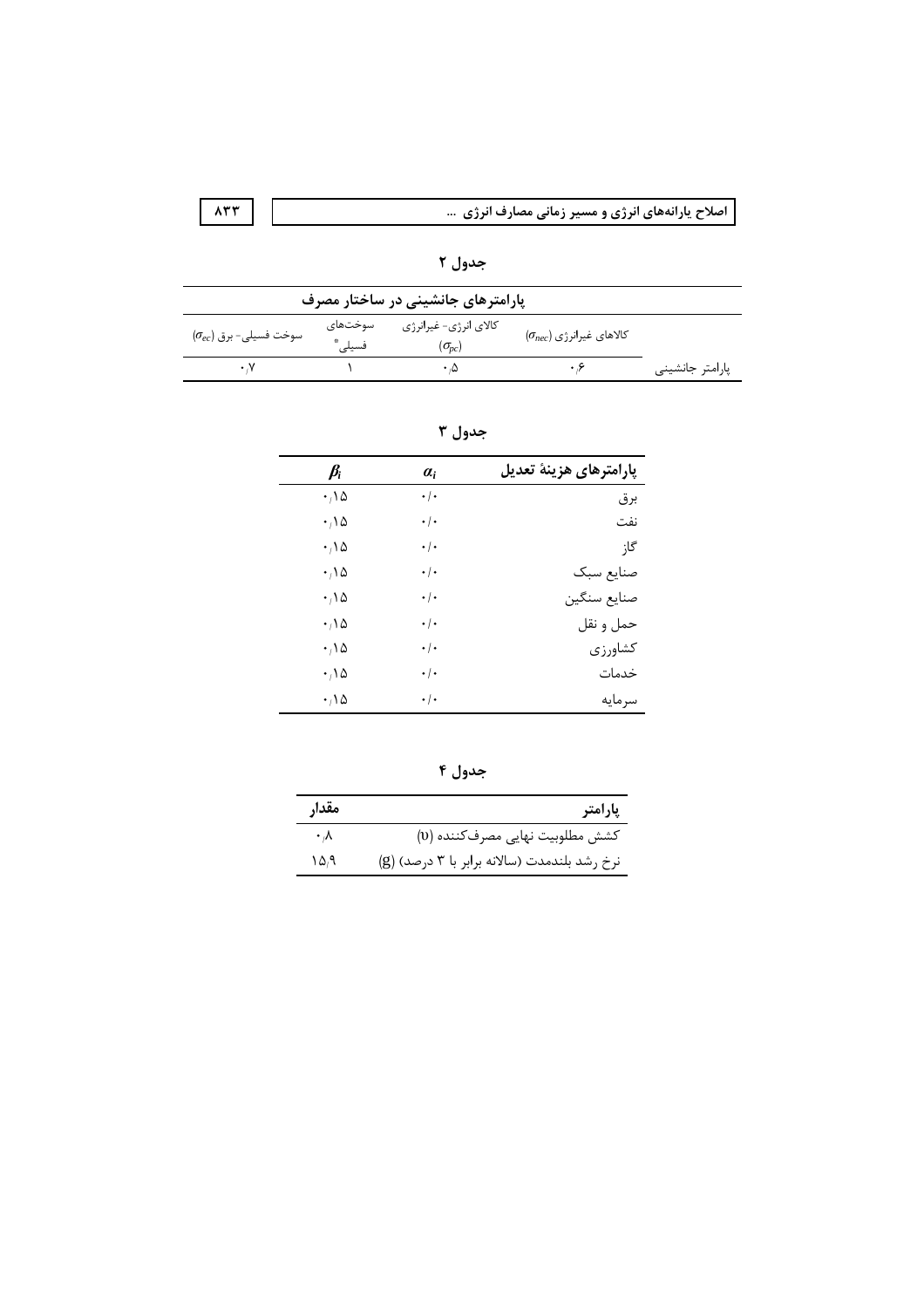جدول ۲

| پارامترهای جانشینی در ساختار مصرف | | | | |
|---|---|---|---|---|
| | کالاهای غیرانرژی ($\sigma_{nec}$) | کالای انرژی- غیرانرژی ($\sigma_{pc}$) | سوخت‌های فسیلی* | سوخت فسیلی- برق ($\sigma_{ec}$) |
| پارامتر جانشینی | ۰/۶ | ۰/۵ | ۱ | ۰/۷ |

جدول ۳

| پارامترهای هزینهٔ تعدیل | $\alpha_i$ | $\beta_i$ |
|---|---|---|
| برق | ۰/۰ | ۰/۱۵ |
| نفت | ۰/۰ | ۰/۱۵ |
| گاز | ۰/۰ | ۰/۱۵ |
| صنایع سبک | ۰/۰ | ۰/۱۵ |
| صنایع سنگین | ۰/۰ | ۰/۱۵ |
| حمل و نقل | ۰/۰ | ۰/۱۵ |
| کشاورزی | ۰/۰ | ۰/۱۵ |
| خدمات | ۰/۰ | ۰/۱۵ |
| سرمایه | ۰/۰ | ۰/۱۵ |

جدول ۴

| پارامتر | مقدار |
|---|---|
| کشش مطلوبیت نهایی مصرف‌کننده ($\upsilon$) | ۰/۸ |
| نرخ رشد بلندمدت (سالانه برابر با ۳ درصد) ($g$) | ۱۵/۹ |